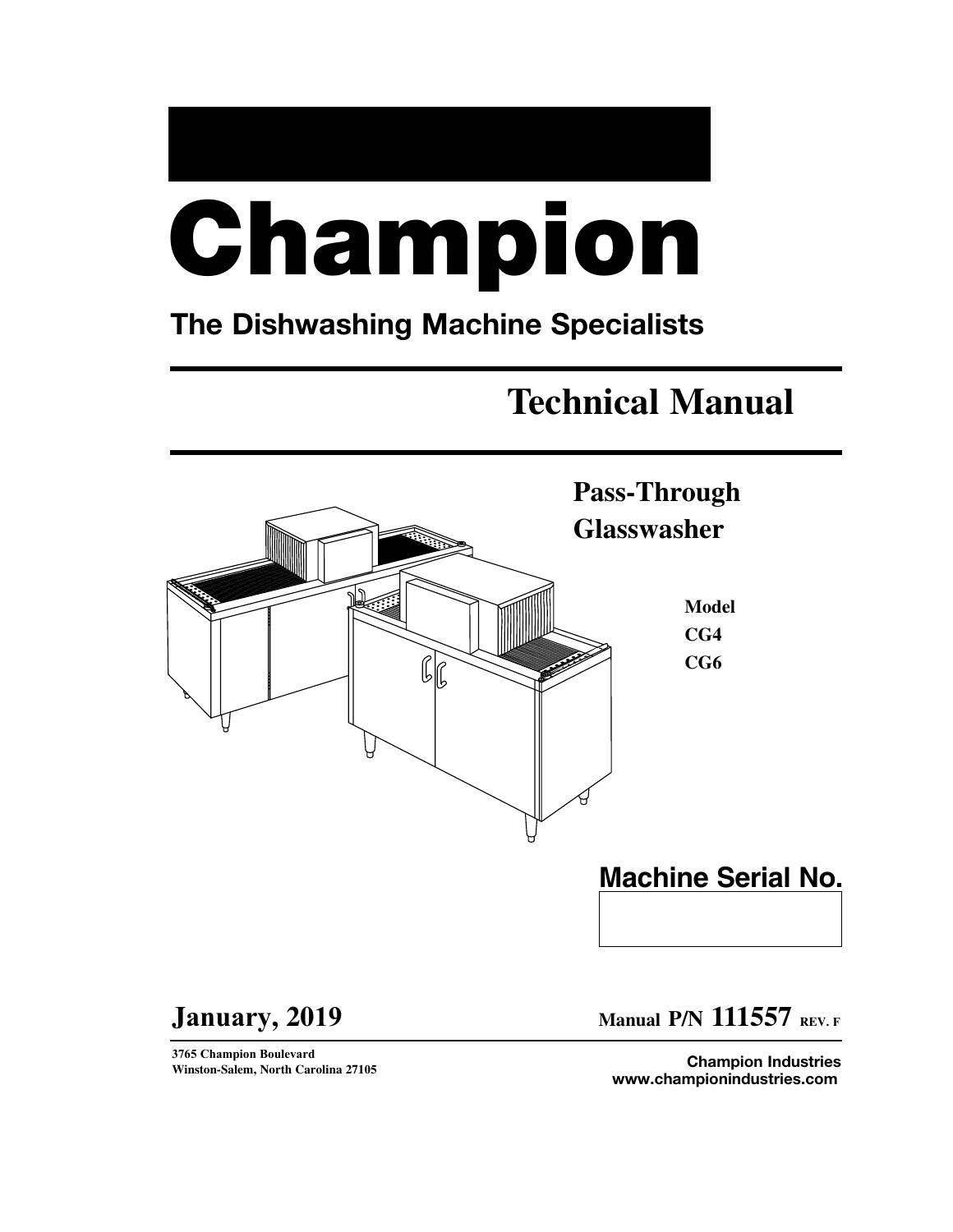# Champion

**The Dishwashing Machine Specialists**

## Technical Manual

**Pass-Through Glasswasher**

**Model**
**CG4**
**CG6**

**Machine Serial No.**

**January, 2019**

**Manual P/N 111557 REV. F**

**3765 Champion Boulevard**
**Winston-Salem, North Carolina 27105**

**Champion Industries**
**www.championindustries.com**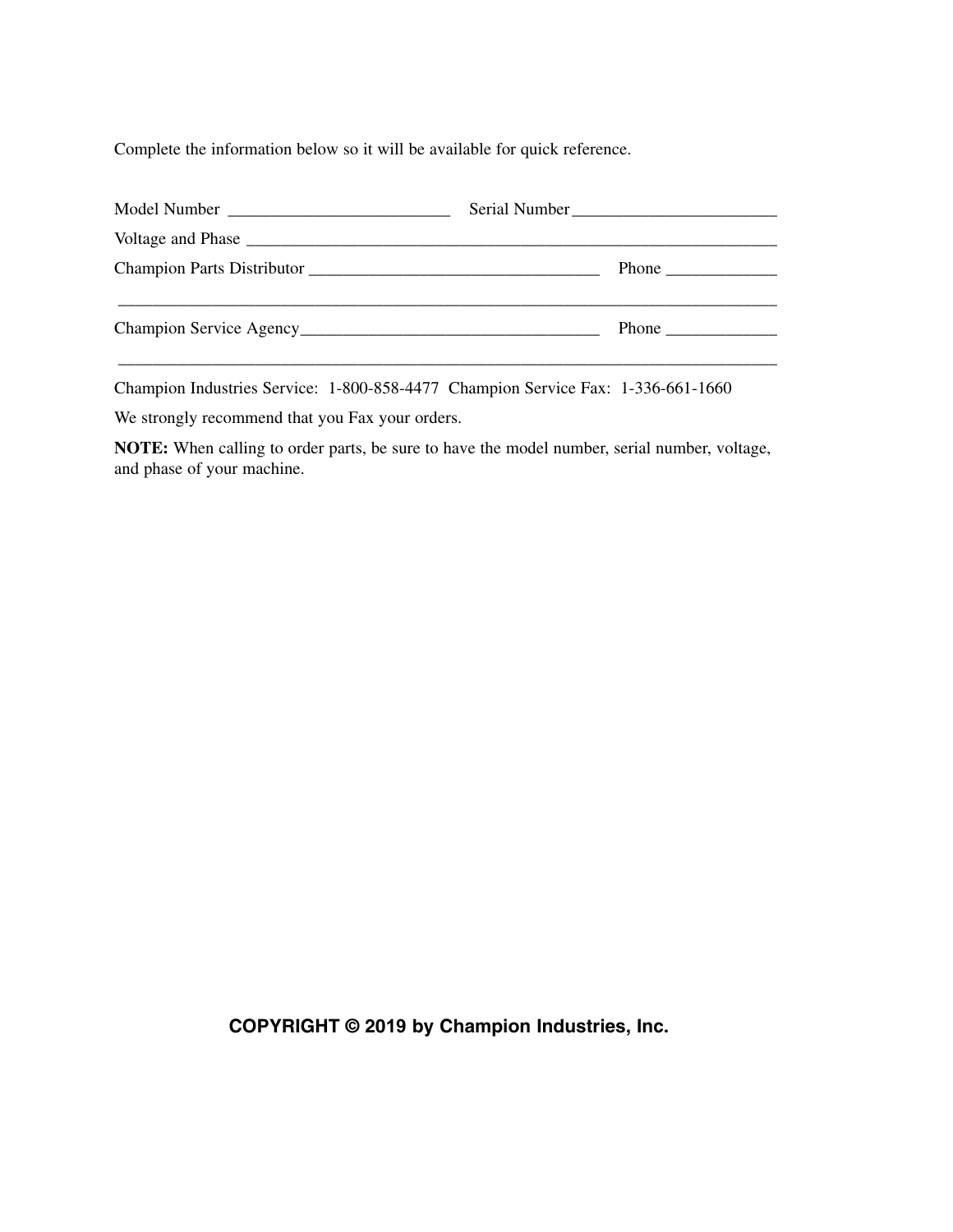Complete the information below so it will be available for quick reference.

Model Number _________________________ Serial Number_______________________

Voltage and Phase _____________________________________________________________

Champion Parts Distributor ________________________________ Phone ____________

___________________________________________________________________________

Champion Service Agency________________________________ Phone ____________

___________________________________________________________________________

Champion Industries Service: 1-800-858-4477 Champion Service Fax: 1-336-661-1660

We strongly recommend that you Fax your orders.

**NOTE:** When calling to order parts, be sure to have the model number, serial number, voltage, and phase of your machine.

**COPYRIGHT © 2019 by Champion Industries, Inc.**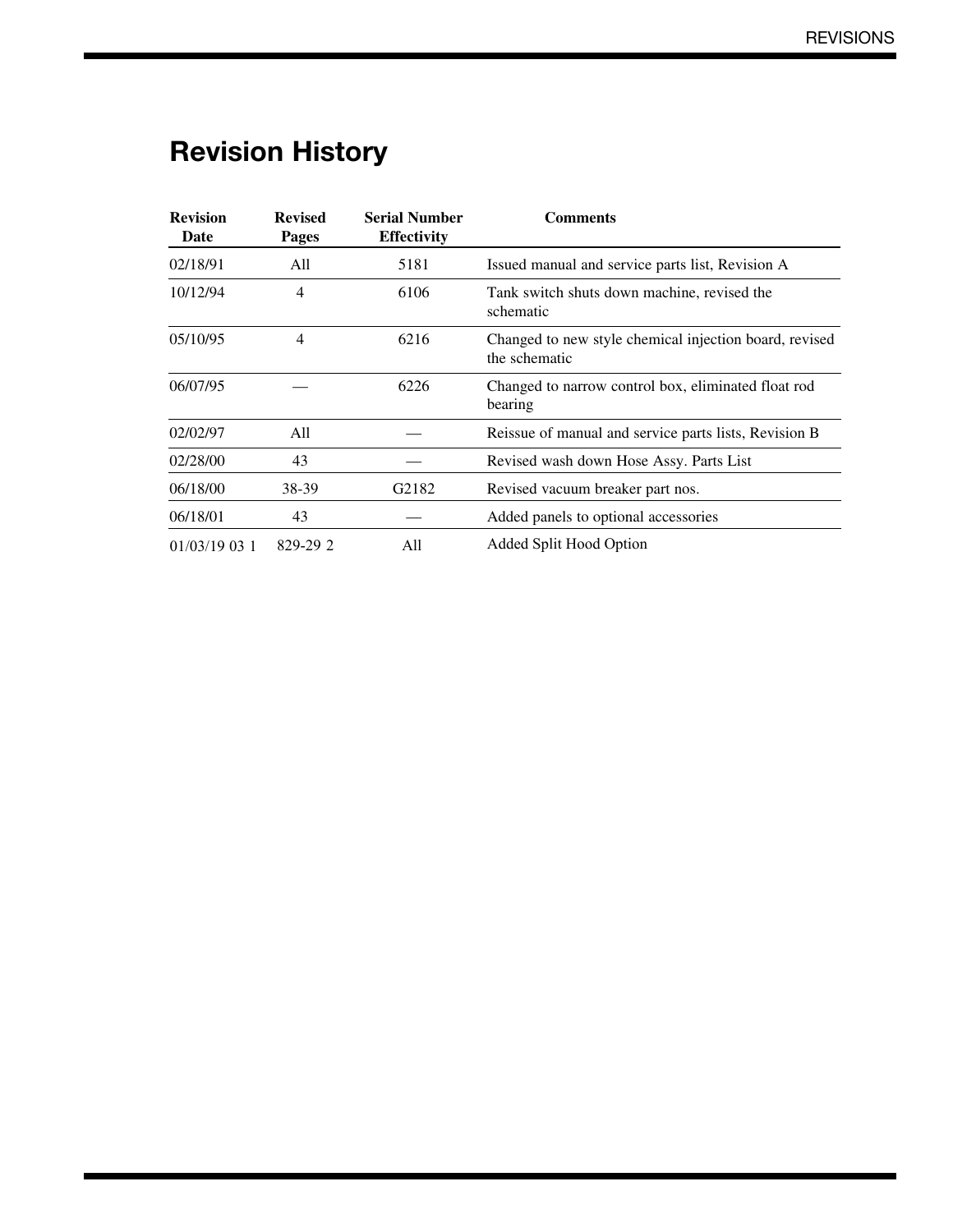# Revision History

| Revision Date | Revised Pages | Serial Number Effectivity | Comments |
|---|---|---|---|
| 02/18/91 | All | 5181 | Issued manual and service parts list, Revision A |
| 10/12/94 | 4 | 6106 | Tank switch shuts down machine, revised the schematic |
| 05/10/95 | 4 | 6216 | Changed to new style chemical injection board, revised the schematic |
| 06/07/95 | — | 6226 | Changed to narrow control box, eliminated float rod bearing |
| 02/02/97 | All | — | Reissue of manual and service parts lists, Revision B |
| 02/28/00 | 43 | — | Revised wash down Hose Assy. Parts List |
| 06/18/00 | 38-39 | G2182 | Revised vacuum breaker part nos. |
| 06/18/01 | 43 | — | Added panels to optional accessories |
| 01/03/19 03 1 | 829-29 2 | All | Added Split Hood Option |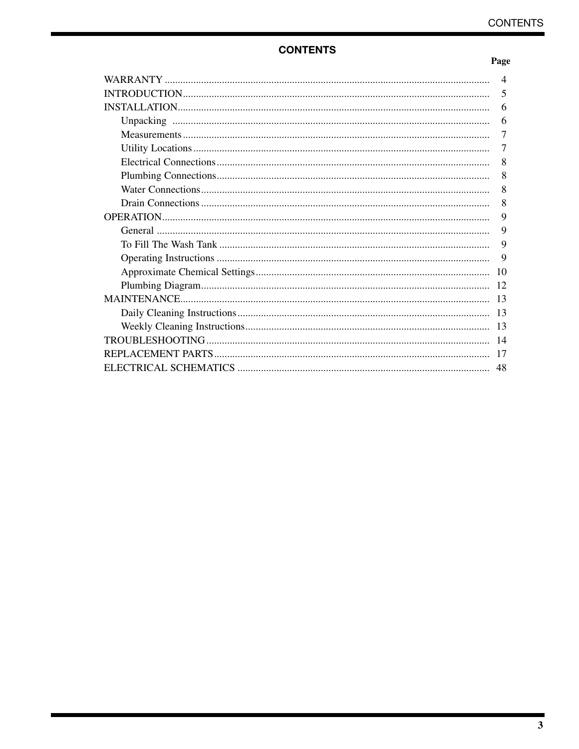# CONTENTS

| | Page |
|---|---|
| WARRANTY | 4 |
| INTRODUCTION | 5 |
| INSTALLATION | 6 |
| Unpacking | 6 |
| Measurements | 7 |
| Utility Locations | 7 |
| Electrical Connections | 8 |
| Plumbing Connections | 8 |
| Water Connections | 8 |
| Drain Connections | 8 |
| OPERATION | 9 |
| General | 9 |
| To Fill The Wash Tank | 9 |
| Operating Instructions | 9 |
| Approximate Chemical Settings | 10 |
| Plumbing Diagram | 12 |
| MAINTENANCE | 13 |
| Daily Cleaning Instructions | 13 |
| Weekly Cleaning Instructions | 13 |
| TROUBLESHOOTING | 14 |
| REPLACEMENT PARTS | 17 |
| ELECTRICAL SCHEMATICS | 48 |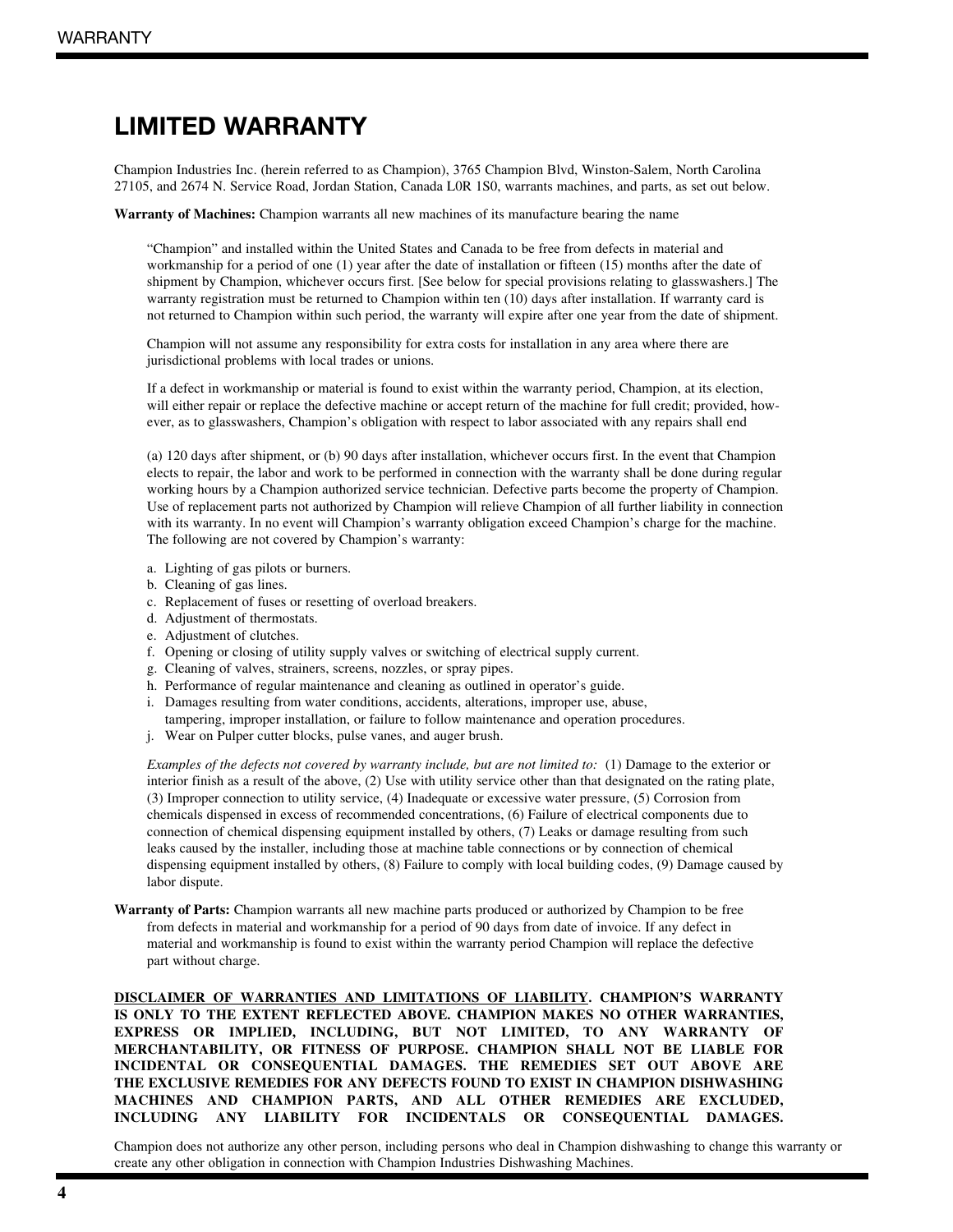# LIMITED WARRANTY

Champion Industries Inc. (herein referred to as Champion), 3765 Champion Blvd, Winston-Salem, North Carolina 27105, and 2674 N. Service Road, Jordan Station, Canada L0R 1S0, warrants machines, and parts, as set out below.

**Warranty of Machines:** Champion warrants all new machines of its manufacture bearing the name

"Champion" and installed within the United States and Canada to be free from defects in material and workmanship for a period of one (1) year after the date of installation or fifteen (15) months after the date of shipment by Champion, whichever occurs first. [See below for special provisions relating to glasswashers.] The warranty registration must be returned to Champion within ten (10) days after installation. If warranty card is not returned to Champion within such period, the warranty will expire after one year from the date of shipment.

Champion will not assume any responsibility for extra costs for installation in any area where there are jurisdictional problems with local trades or unions.

If a defect in workmanship or material is found to exist within the warranty period, Champion, at its election, will either repair or replace the defective machine or accept return of the machine for full credit; provided, however, as to glasswashers, Champion's obligation with respect to labor associated with any repairs shall end

(a) 120 days after shipment, or (b) 90 days after installation, whichever occurs first. In the event that Champion elects to repair, the labor and work to be performed in connection with the warranty shall be done during regular working hours by a Champion authorized service technician. Defective parts become the property of Champion. Use of replacement parts not authorized by Champion will relieve Champion of all further liability in connection with its warranty. In no event will Champion's warranty obligation exceed Champion's charge for the machine. The following are not covered by Champion's warranty:

a. Lighting of gas pilots or burners.
b. Cleaning of gas lines.
c. Replacement of fuses or resetting of overload breakers.
d. Adjustment of thermostats.
e. Adjustment of clutches.
f. Opening or closing of utility supply valves or switching of electrical supply current.
g. Cleaning of valves, strainers, screens, nozzles, or spray pipes.
h. Performance of regular maintenance and cleaning as outlined in operator's guide.
i. Damages resulting from water conditions, accidents, alterations, improper use, abuse, tampering, improper installation, or failure to follow maintenance and operation procedures.
j. Wear on Pulper cutter blocks, pulse vanes, and auger brush.

*Examples of the defects not covered by warranty include, but are not limited to:* (1) Damage to the exterior or interior finish as a result of the above, (2) Use with utility service other than that designated on the rating plate, (3) Improper connection to utility service, (4) Inadequate or excessive water pressure, (5) Corrosion from chemicals dispensed in excess of recommended concentrations, (6) Failure of electrical components due to connection of chemical dispensing equipment installed by others, (7) Leaks or damage resulting from such leaks caused by the installer, including those at machine table connections or by connection of chemical dispensing equipment installed by others, (8) Failure to comply with local building codes, (9) Damage caused by labor dispute.

**Warranty of Parts:** Champion warrants all new machine parts produced or authorized by Champion to be free from defects in material and workmanship for a period of 90 days from date of invoice. If any defect in material and workmanship is found to exist within the warranty period Champion will replace the defective part without charge.

**DISCLAIMER OF WARRANTIES AND LIMITATIONS OF LIABILITY. CHAMPION'S WARRANTY IS ONLY TO THE EXTENT REFLECTED ABOVE. CHAMPION MAKES NO OTHER WARRANTIES, EXPRESS OR IMPLIED, INCLUDING, BUT NOT LIMITED, TO ANY WARRANTY OF MERCHANTABILITY, OR FITNESS OF PURPOSE. CHAMPION SHALL NOT BE LIABLE FOR INCIDENTAL OR CONSEQUENTIAL DAMAGES. THE REMEDIES SET OUT ABOVE ARE THE EXCLUSIVE REMEDIES FOR ANY DEFECTS FOUND TO EXIST IN CHAMPION DISHWASHING MACHINES AND CHAMPION PARTS, AND ALL OTHER REMEDIES ARE EXCLUDED, INCLUDING ANY LIABILITY FOR INCIDENTALS OR CONSEQUENTIAL DAMAGES.**

Champion does not authorize any other person, including persons who deal in Champion dishwashing to change this warranty or create any other obligation in connection with Champion Industries Dishwashing Machines.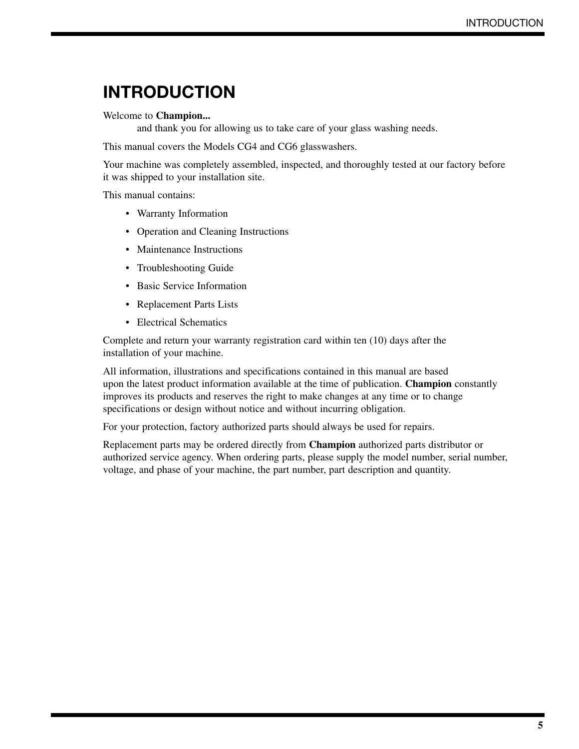# INTRODUCTION

Welcome to **Champion...**
and thank you for allowing us to take care of your glass washing needs.

This manual covers the Models CG4 and CG6 glasswashers.

Your machine was completely assembled, inspected, and thoroughly tested at our factory before it was shipped to your installation site.

This manual contains:

- Warranty Information
- Operation and Cleaning Instructions
- Maintenance Instructions
- Troubleshooting Guide
- Basic Service Information
- Replacement Parts Lists
- Electrical Schematics

Complete and return your warranty registration card within ten (10) days after the installation of your machine.

All information, illustrations and specifications contained in this manual are based upon the latest product information available at the time of publication. **Champion** constantly improves its products and reserves the right to make changes at any time or to change specifications or design without notice and without incurring obligation.

For your protection, factory authorized parts should always be used for repairs.

Replacement parts may be ordered directly from **Champion** authorized parts distributor or authorized service agency. When ordering parts, please supply the model number, serial number, voltage, and phase of your machine, the part number, part description and quantity.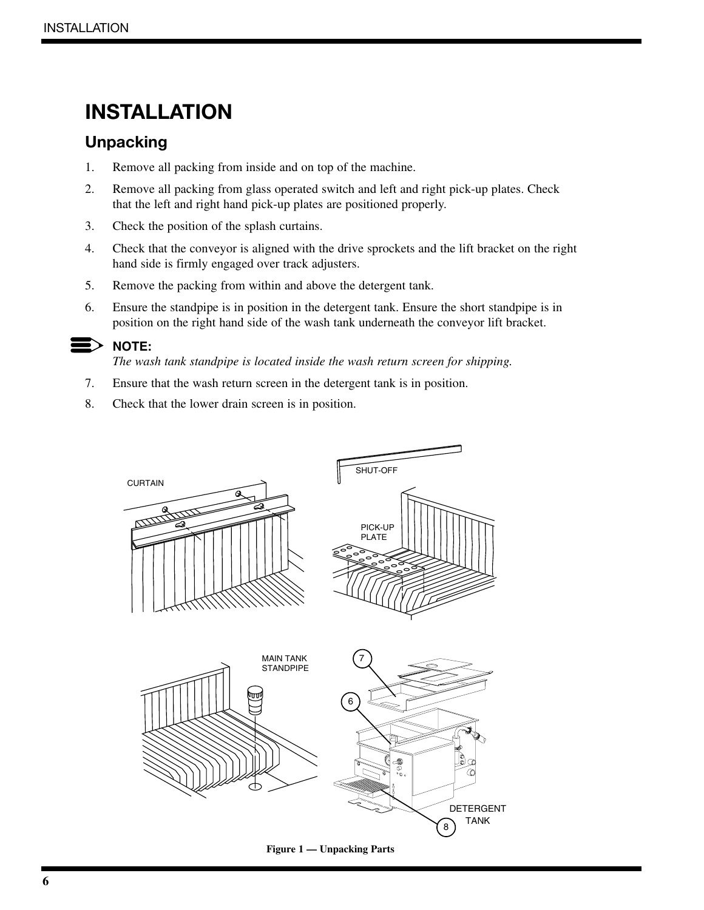# INSTALLATION

## Unpacking

1. Remove all packing from inside and on top of the machine.
2. Remove all packing from glass operated switch and left and right pick-up plates. Check that the left and right hand pick-up plates are positioned properly.
3. Check the position of the splash curtains.
4. Check that the conveyor is aligned with the drive sprockets and the lift bracket on the right hand side is firmly engaged over track adjusters.
5. Remove the packing from within and above the detergent tank.
6. Ensure the standpipe is in position in the detergent tank. Ensure the short standpipe is in position on the right hand side of the wash tank underneath the conveyor lift bracket.

**NOTE:**
*The wash tank standpipe is located inside the wash return screen for shipping.*

7. Ensure that the wash return screen in the detergent tank is in position.
8. Check that the lower drain screen is in position.

**Figure 1 — Unpacking Parts**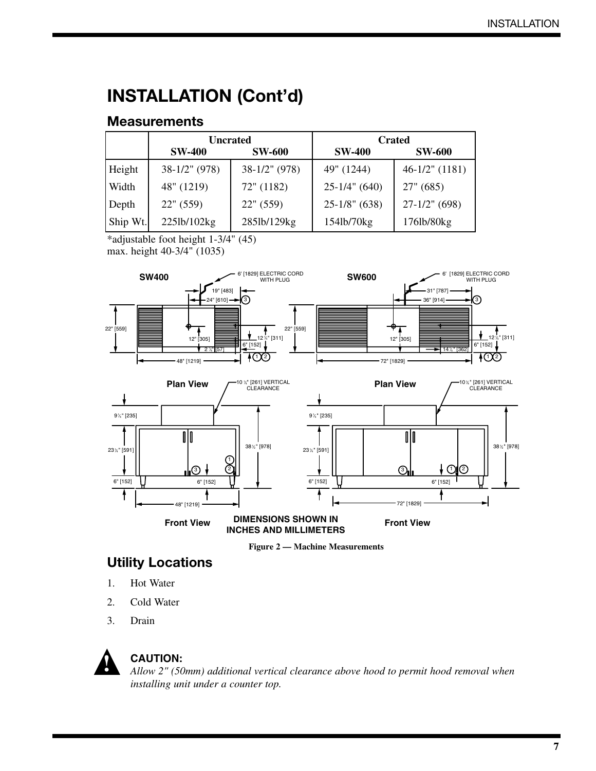# INSTALLATION (Cont'd)

## Measurements

| | Uncrated | | Crated | |
|---|---|---|---|---|
| | SW-400 | SW-600 | SW-400 | SW-600 |
| Height | 38-1/2" (978) | 38-1/2" (978) | 49" (1244) | 46-1/2" (1181) |
| Width | 48" (1219) | 72" (1182) | 25-1/4" (640) | 27" (685) |
| Depth | 22" (559) | 22" (559) | 25-1/8" (638) | 27-1/2" (698) |
| Ship Wt. | 225lb/102kg | 285lb/129kg | 154lb/70kg | 176lb/80kg |

*adjustable foot height 1-3/4" (45)
max. height 40-3/4" (1035)

**Figure 2 — Machine Measurements**

## Utility Locations

1. Hot Water
2. Cold Water
3. Drain

**CAUTION:**
*Allow 2" (50mm) additional vertical clearance above hood to permit hood removal when installing unit under a counter top.*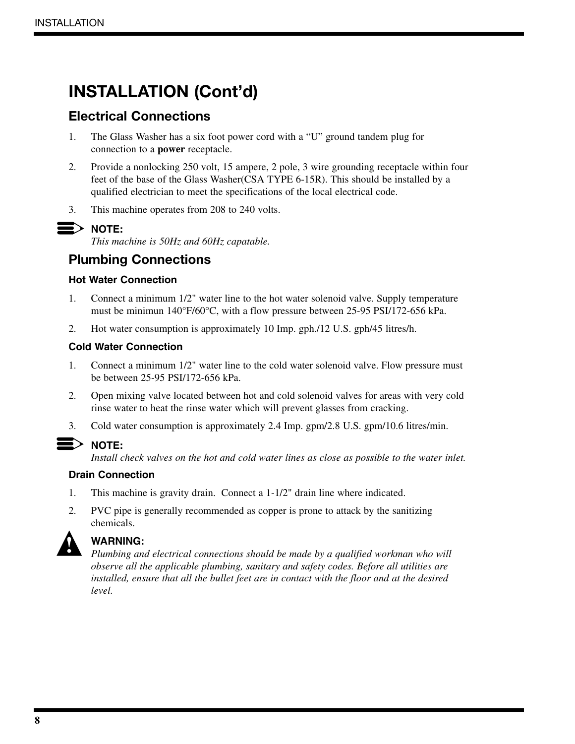# INSTALLATION (Cont'd)

## Electrical Connections

1. The Glass Washer has a six foot power cord with a "U" ground tandem plug for connection to a **power** receptacle.
2. Provide a nonlocking 250 volt, 15 ampere, 2 pole, 3 wire grounding receptacle within four feet of the base of the Glass Washer(CSA TYPE 6-15R). This should be installed by a qualified electrician to meet the specifications of the local electrical code.
3. This machine operates from 208 to 240 volts.

**NOTE:**
*This machine is 50Hz and 60Hz capatable.*

## Plumbing Connections

### Hot Water Connection

1. Connect a minimum 1/2" water line to the hot water solenoid valve. Supply temperature must be minimun 140°F/60°C, with a flow pressure between 25-95 PSI/172-656 kPa.
2. Hot water consumption is approximately 10 Imp. gph./12 U.S. gph/45 litres/h.

### Cold Water Connection

1. Connect a minimum 1/2" water line to the cold water solenoid valve. Flow pressure must be between 25-95 PSI/172-656 kPa.
2. Open mixing valve located between hot and cold solenoid valves for areas with very cold rinse water to heat the rinse water which will prevent glasses from cracking.
3. Cold water consumption is approximately 2.4 Imp. gpm/2.8 U.S. gpm/10.6 litres/min.

**NOTE:**
*Install check valves on the hot and cold water lines as close as possible to the water inlet.*

### Drain Connection

1. This machine is gravity drain. Connect a 1-1/2" drain line where indicated.
2. PVC pipe is generally recommended as copper is prone to attack by the sanitizing chemicals.

**WARNING:**
*Plumbing and electrical connections should be made by a qualified workman who will observe all the applicable plumbing, sanitary and safety codes. Before all utilities are installed, ensure that all the bullet feet are in contact with the floor and at the desired level.*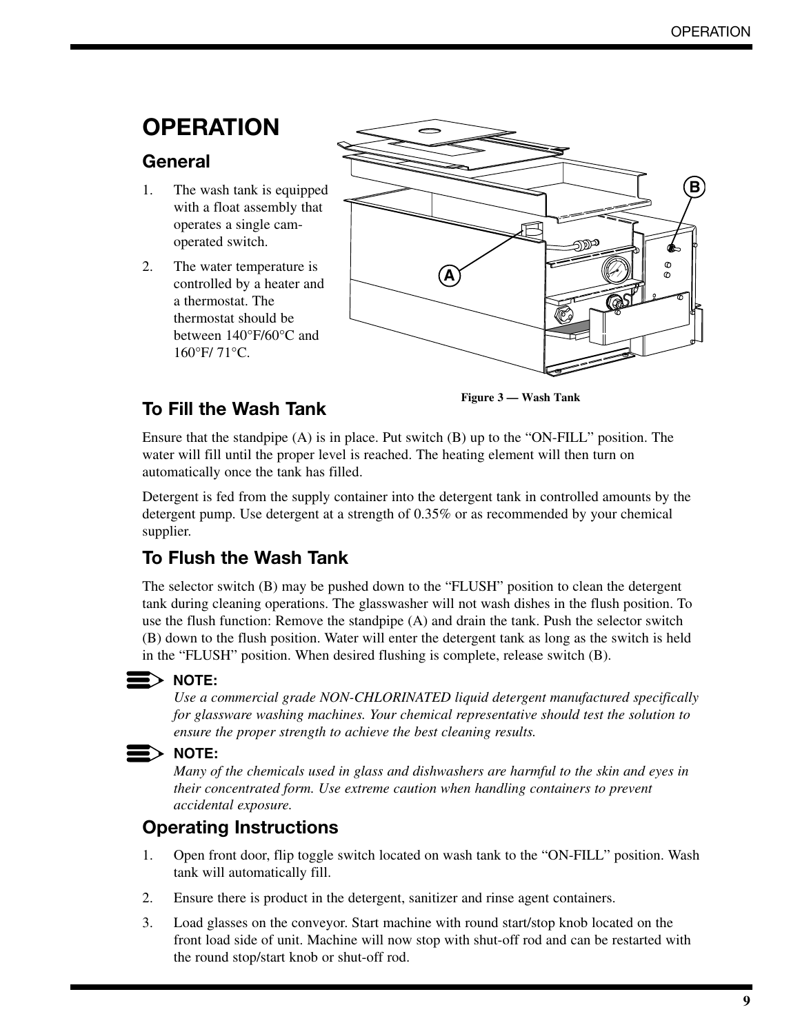# OPERATION

## General

1. The wash tank is equipped with a float assembly that operates a single cam-operated switch.
2. The water temperature is controlled by a heater and a thermostat. The thermostat should be between 140°F/60°C and 160°F/ 71°C.

Figure 3 — Wash Tank

## To Fill the Wash Tank

Ensure that the standpipe (A) is in place. Put switch (B) up to the "ON-FILL" position. The water will fill until the proper level is reached. The heating element will then turn on automatically once the tank has filled.

Detergent is fed from the supply container into the detergent tank in controlled amounts by the detergent pump. Use detergent at a strength of 0.35% or as recommended by your chemical supplier.

## To Flush the Wash Tank

The selector switch (B) may be pushed down to the "FLUSH" position to clean the detergent tank during cleaning operations. The glasswasher will not wash dishes in the flush position. To use the flush function: Remove the standpipe (A) and drain the tank. Push the selector switch (B) down to the flush position. Water will enter the detergent tank as long as the switch is held in the "FLUSH" position. When desired flushing is complete, release switch (B).

**NOTE:**
*Use a commercial grade NON-CHLORINATED liquid detergent manufactured specifically for glassware washing machines. Your chemical representative should test the solution to ensure the proper strength to achieve the best cleaning results.*

**NOTE:**
*Many of the chemicals used in glass and dishwashers are harmful to the skin and eyes in their concentrated form. Use extreme caution when handling containers to prevent accidental exposure.*

## Operating Instructions

1. Open front door, flip toggle switch located on wash tank to the "ON-FILL" position. Wash tank will automatically fill.
2. Ensure there is product in the detergent, sanitizer and rinse agent containers.
3. Load glasses on the conveyor. Start machine with round start/stop knob located on the front load side of unit. Machine will now stop with shut-off rod and can be restarted with the round stop/start knob or shut-off rod.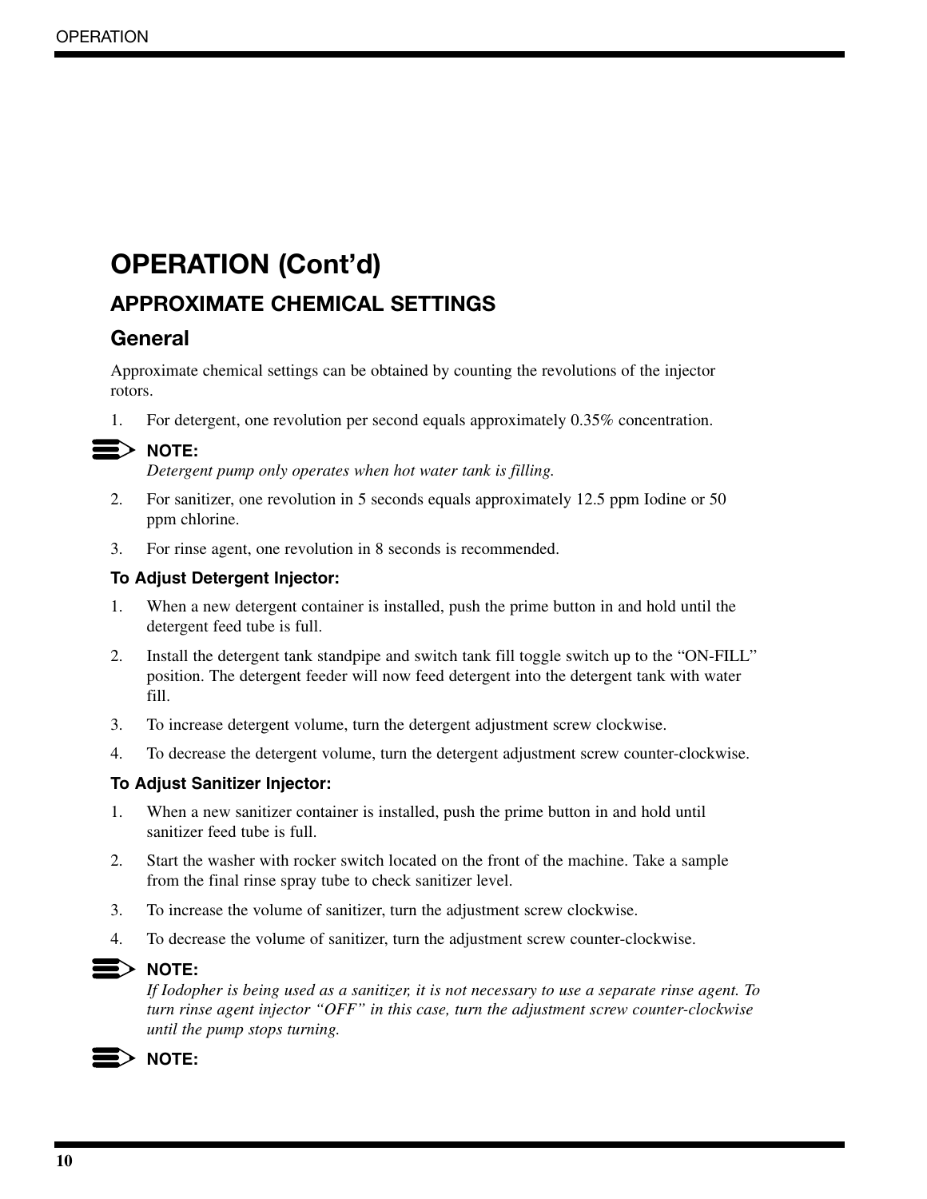# OPERATION (Cont'd)

## APPROXIMATE CHEMICAL SETTINGS

### General

Approximate chemical settings can be obtained by counting the revolutions of the injector rotors.

1. For detergent, one revolution per second equals approximately 0.35% concentration.

**NOTE:**
*Detergent pump only operates when hot water tank is filling.*

2. For sanitizer, one revolution in 5 seconds equals approximately 12.5 ppm Iodine or 50 ppm chlorine.
3. For rinse agent, one revolution in 8 seconds is recommended.

#### To Adjust Detergent Injector:

1. When a new detergent container is installed, push the prime button in and hold until the detergent feed tube is full.
2. Install the detergent tank standpipe and switch tank fill toggle switch up to the "ON-FILL" position. The detergent feeder will now feed detergent into the detergent tank with water fill.
3. To increase detergent volume, turn the detergent adjustment screw clockwise.
4. To decrease the detergent volume, turn the detergent adjustment screw counter-clockwise.

#### To Adjust Sanitizer Injector:

1. When a new sanitizer container is installed, push the prime button in and hold until sanitizer feed tube is full.
2. Start the washer with rocker switch located on the front of the machine. Take a sample from the final rinse spray tube to check sanitizer level.
3. To increase the volume of sanitizer, turn the adjustment screw clockwise.
4. To decrease the volume of sanitizer, turn the adjustment screw counter-clockwise.

**NOTE:**
*If Iodopher is being used as a sanitizer, it is not necessary to use a separate rinse agent. To turn rinse agent injector "OFF" in this case, turn the adjustment screw counter-clockwise until the pump stops turning.*

**NOTE:**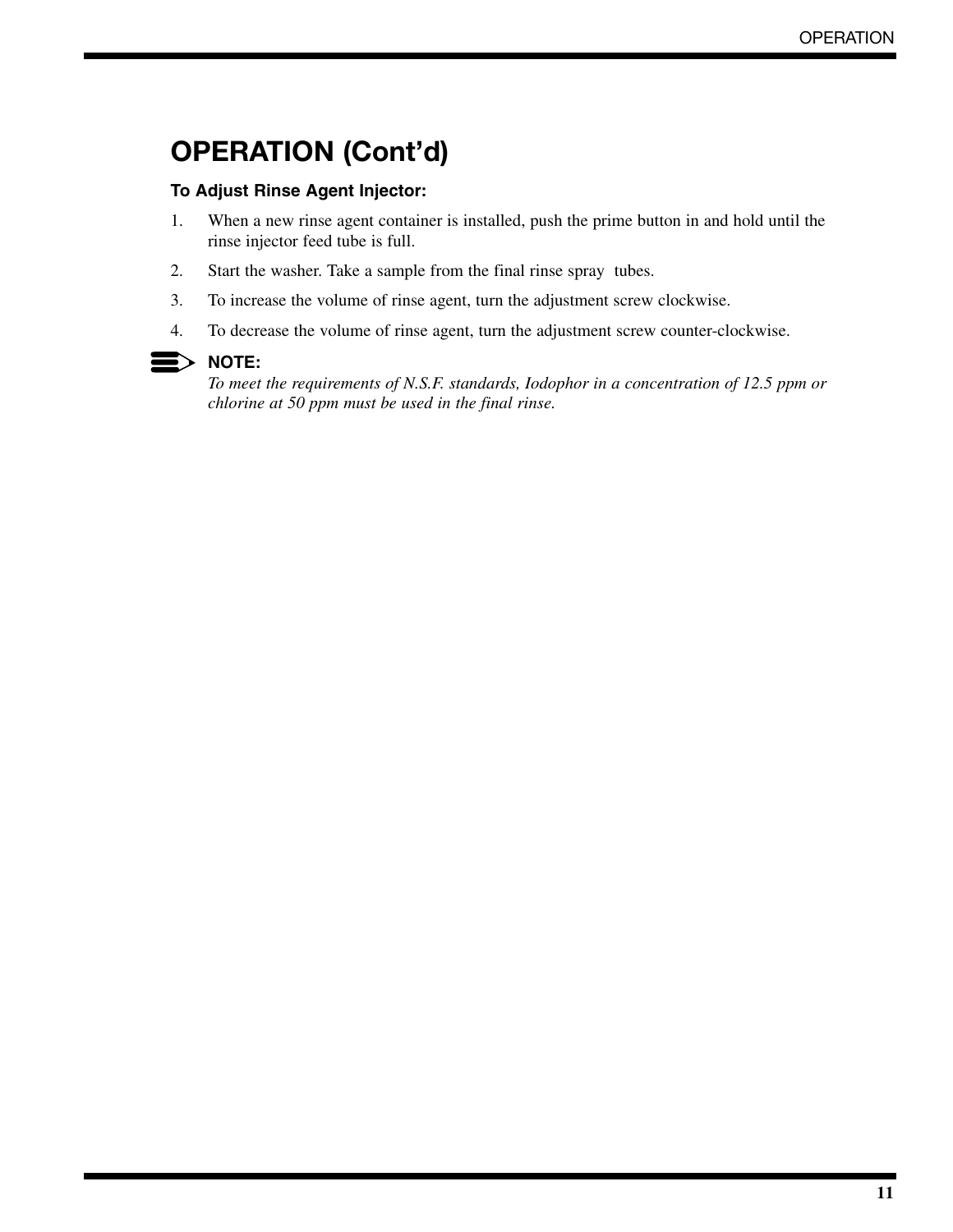# OPERATION (Cont'd)

**To Adjust Rinse Agent Injector:**

1. When a new rinse agent container is installed, push the prime button in and hold until the rinse injector feed tube is full.
2. Start the washer. Take a sample from the final rinse spray tubes.
3. To increase the volume of rinse agent, turn the adjustment screw clockwise.
4. To decrease the volume of rinse agent, turn the adjustment screw counter-clockwise.

**NOTE:**
*To meet the requirements of N.S.F. standards, Iodophor in a concentration of 12.5 ppm or chlorine at 50 ppm must be used in the final rinse.*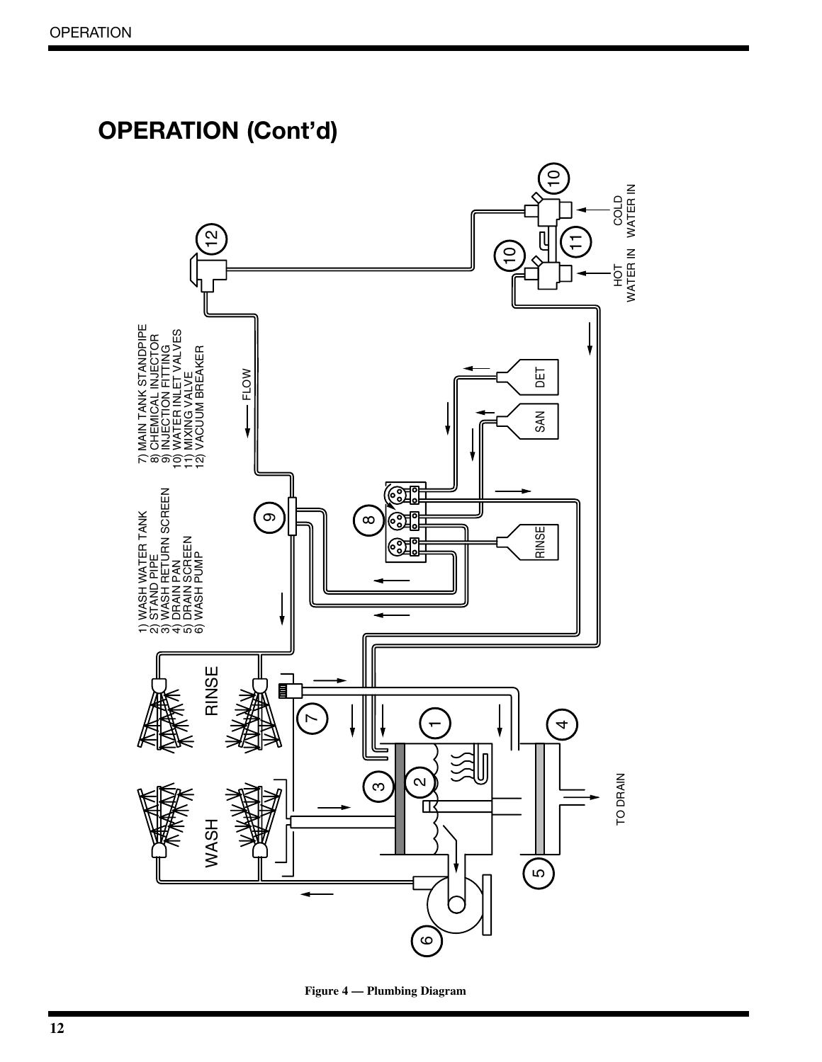## OPERATION (Cont'd)

1) WASH WATER TANK
2) STAND PIPE
3) WASH RETURN SCREEN
4) DRAIN PAN
5) DRAIN SCREEN
6) WASH PUMP

7) MAIN TANK STANDPIPE
8) CHEMICAL INJECTOR
9) INJECTION FITTING
10) WATER INLET VALVES
11) MIXING VALVE
12) VACUUM BREAKER

Figure 4 — Plumbing Diagram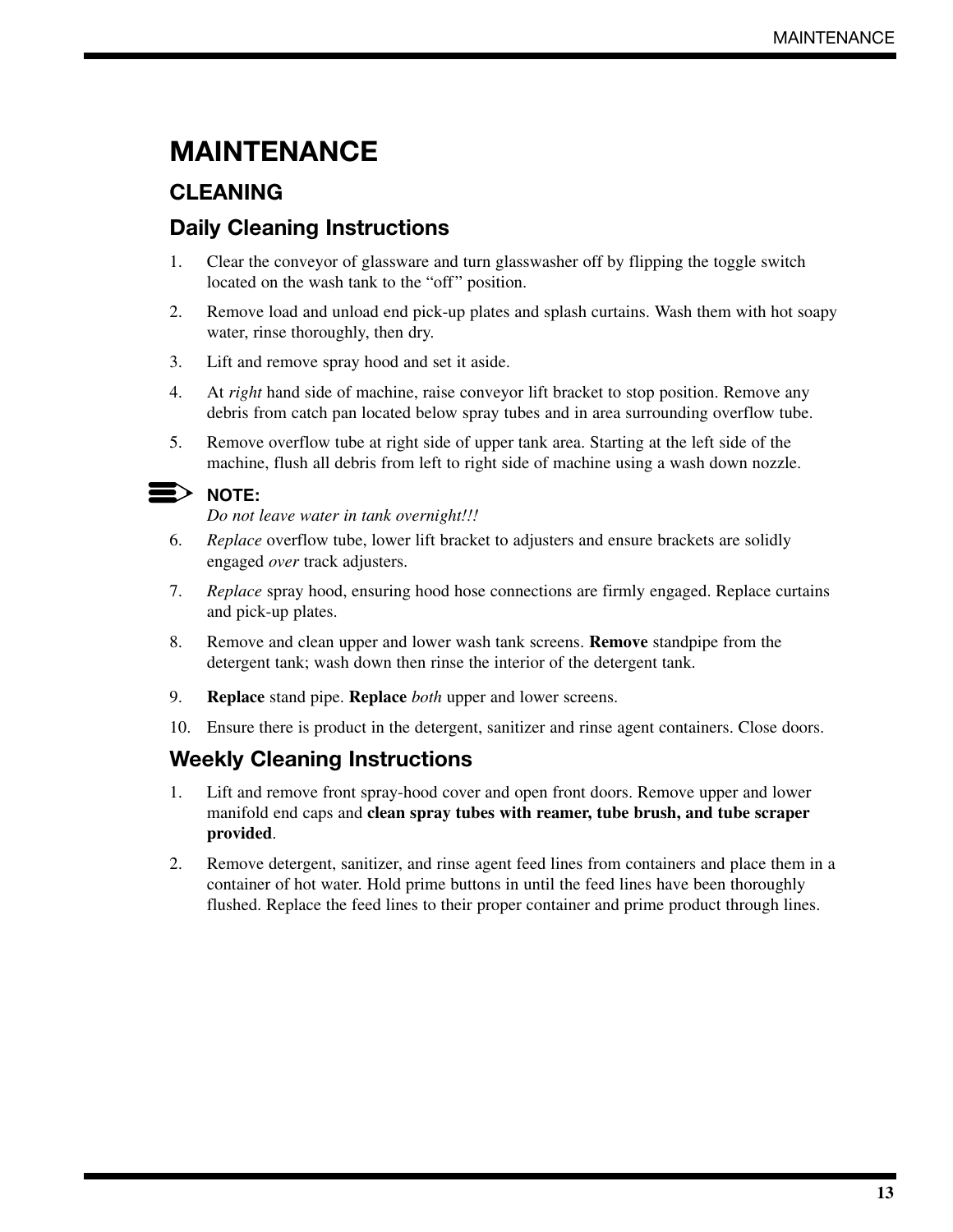# MAINTENANCE

## CLEANING

### Daily Cleaning Instructions

1. Clear the conveyor of glassware and turn glasswasher off by flipping the toggle switch located on the wash tank to the "off" position.
2. Remove load and unload end pick-up plates and splash curtains. Wash them with hot soapy water, rinse thoroughly, then dry.
3. Lift and remove spray hood and set it aside.
4. At *right* hand side of machine, raise conveyor lift bracket to stop position. Remove any debris from catch pan located below spray tubes and in area surrounding overflow tube.
5. Remove overflow tube at right side of upper tank area. Starting at the left side of the machine, flush all debris from left to right side of machine using a wash down nozzle.

**NOTE:**
*Do not leave water in tank overnight!!!*

6. *Replace* overflow tube, lower lift bracket to adjusters and ensure brackets are solidly engaged *over* track adjusters.
7. *Replace* spray hood, ensuring hood hose connections are firmly engaged. Replace curtains and pick-up plates.
8. Remove and clean upper and lower wash tank screens. **Remove** standpipe from the detergent tank; wash down then rinse the interior of the detergent tank.
9. **Replace** stand pipe. **Replace** *both* upper and lower screens.
10. Ensure there is product in the detergent, sanitizer and rinse agent containers. Close doors.

### Weekly Cleaning Instructions

1. Lift and remove front spray-hood cover and open front doors. Remove upper and lower manifold end caps and **clean spray tubes with reamer, tube brush, and tube scraper provided**.
2. Remove detergent, sanitizer, and rinse agent feed lines from containers and place them in a container of hot water. Hold prime buttons in until the feed lines have been thoroughly flushed. Replace the feed lines to their proper container and prime product through lines.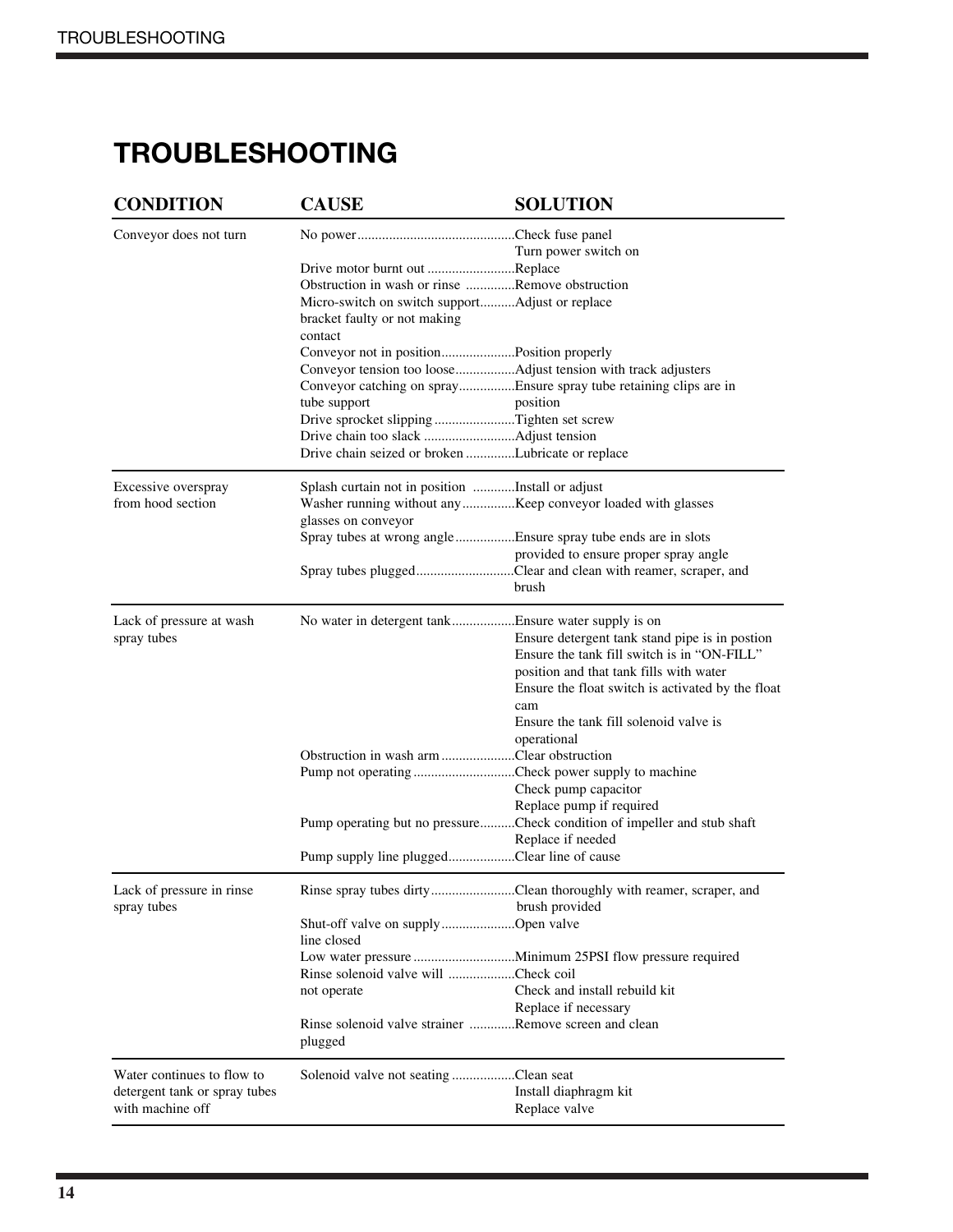# TROUBLESHOOTING

| CONDITION | CAUSE | SOLUTION |
|---|---|---|
| Conveyor does not turn | No power | Check fuse panel<br>Turn power switch on |
| | Drive motor burnt out | Replace |
| | Obstruction in wash or rinse | Remove obstruction |
| | Micro-switch on switch support bracket faulty or not making contact | Adjust or replace |
| | Conveyor not in position | Position properly |
| | Conveyor tension too loose | Adjust tension with track adjusters |
| | Conveyor catching on spray tube support | Ensure spray tube retaining clips are in position |
| | Drive sprocket slipping | Tighten set screw |
| | Drive chain too slack | Adjust tension |
| | Drive chain seized or broken | Lubricate or replace |
| Excessive overspray from hood section | Splash curtain not in position | Install or adjust |
| | Washer running without any glasses on conveyor | Keep conveyor loaded with glasses |
| | Spray tubes at wrong angle | Ensure spray tube ends are in slots provided to ensure proper spray angle |
| | Spray tubes plugged | Clear and clean with reamer, scraper, and brush |
| Lack of pressure at wash spray tubes | No water in detergent tank | Ensure water supply is on<br>Ensure detergent tank stand pipe is in postion<br>Ensure the tank fill switch is in "ON-FILL" position and that tank fills with water<br>Ensure the float switch is activated by the float cam<br>Ensure the tank fill solenoid valve is operational |
| | Obstruction in wash arm | Clear obstruction |
| | Pump not operating | Check power supply to machine<br>Check pump capacitor<br>Replace pump if required |
| | Pump operating but no pressure | Check condition of impeller and stub shaft<br>Replace if needed |
| | Pump supply line plugged | Clear line of cause |
| Lack of pressure in rinse spray tubes | Rinse spray tubes dirty | Clean thoroughly with reamer, scraper, and brush provided |
| | Shut-off valve on supply line closed | Open valve |
| | Low water pressure | Minimum 25PSI flow pressure required |
| | Rinse solenoid valve will not operate | Check coil<br>Check and install rebuild kit<br>Replace if necessary |
| | Rinse solenoid valve strainer plugged | Remove screen and clean |
| Water continues to flow to detergent tank or spray tubes with machine off | Solenoid valve not seating | Clean seat<br>Install diaphragm kit<br>Replace valve |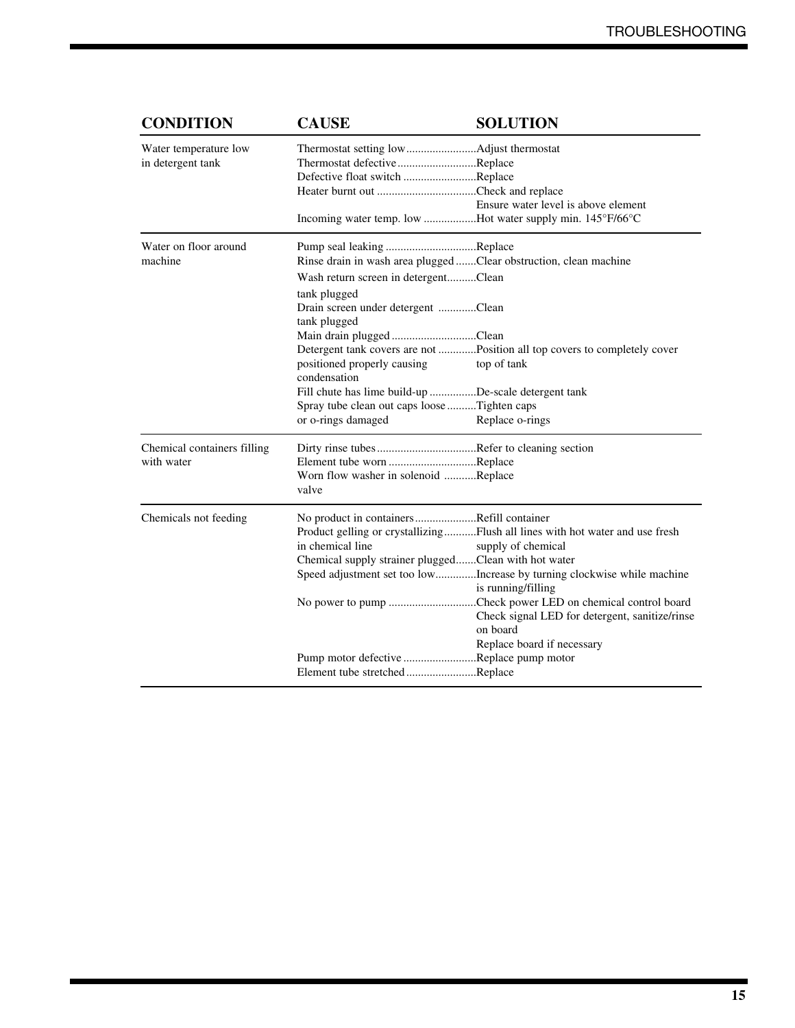| CONDITION | CAUSE | SOLUTION |
|---|---|---|
| Water temperature low in detergent tank | Thermostat setting low | Adjust thermostat |
| | Thermostat defective | Replace |
| | Defective float switch | Replace |
| | Heater burnt out | Check and replace<br>Ensure water level is above element |
| | Incoming water temp. low | Hot water supply min. 145°F/66°C |
| Water on floor around machine | Pump seal leaking | Replace |
| | Rinse drain in wash area plugged | Clear obstruction, clean machine |
| | Wash return screen in detergent tank plugged | Clean |
| | Drain screen under detergent tank plugged | Clean |
| | Main drain plugged | Clean |
| | Detergent tank covers are not positioned properly causing condensation | Position all top covers to completely cover top of tank |
| | Fill chute has lime build-up | De-scale detergent tank |
| | Spray tube clean out caps loose or o-rings damaged | Tighten caps<br>Replace o-rings |
| Chemical containers filling with water | Dirty rinse tubes | Refer to cleaning section |
| | Element tube worn | Replace |
| | Worn flow washer in solenoid valve | Replace |
| Chemicals not feeding | No product in containers | Refill container |
| | Product gelling or crystallizing in chemical line | Flush all lines with hot water and use fresh supply of chemical |
| | Chemical supply strainer plugged | Clean with hot water |
| | Speed adjustment set too low | Increase by turning clockwise while machine is running/filling |
| | No power to pump | Check power LED on chemical control board<br>Check signal LED for detergent, sanitize/rinse on board<br>Replace board if necessary |
| | Pump motor defective | Replace pump motor |
| | Element tube stretched | Replace |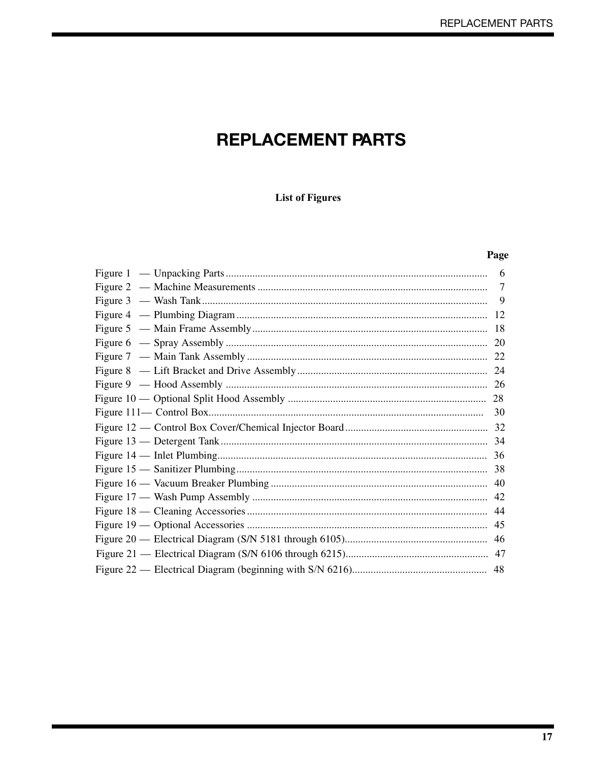# REPLACEMENT PARTS

## List of Figures

| | Page |
|---|---|
| Figure 1 — Unpacking Parts | 6 |
| Figure 2 — Machine Measurements | 7 |
| Figure 3 — Wash Tank | 9 |
| Figure 4 — Plumbing Diagram | 12 |
| Figure 5 — Main Frame Assembly | 18 |
| Figure 6 — Spray Assembly | 20 |
| Figure 7 — Main Tank Assembly | 22 |
| Figure 8 — Lift Bracket and Drive Assembly | 24 |
| Figure 9 — Hood Assembly | 26 |
| Figure 10 — Optional Split Hood Assembly | 28 |
| Figure 111— Control Box | 30 |
| Figure 12 — Control Box Cover/Chemical Injector Board | 32 |
| Figure 13 — Detergent Tank | 34 |
| Figure 14 — Inlet Plumbing | 36 |
| Figure 15 — Sanitizer Plumbing | 38 |
| Figure 16 — Vacuum Breaker Plumbing | 40 |
| Figure 17 — Wash Pump Assembly | 42 |
| Figure 18 — Cleaning Accessories | 44 |
| Figure 19 — Optional Accessories | 45 |
| Figure 20 — Electrical Diagram (S/N 5181 through 6105) | 46 |
| Figure 21 — Electrical Diagram (S/N 6106 through 6215) | 47 |
| Figure 22 — Electrical Diagram (beginning with S/N 6216) | 48 |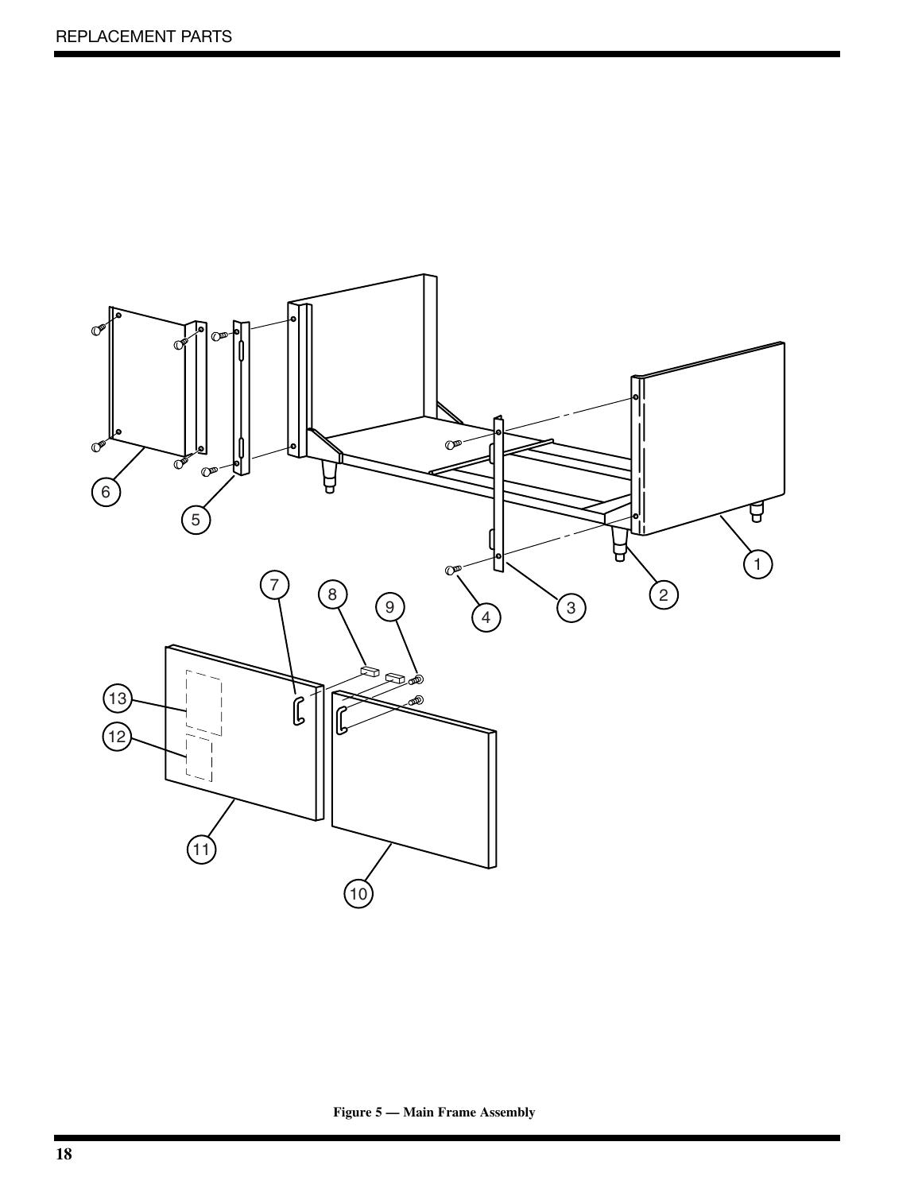Figure 5 — Main Frame Assembly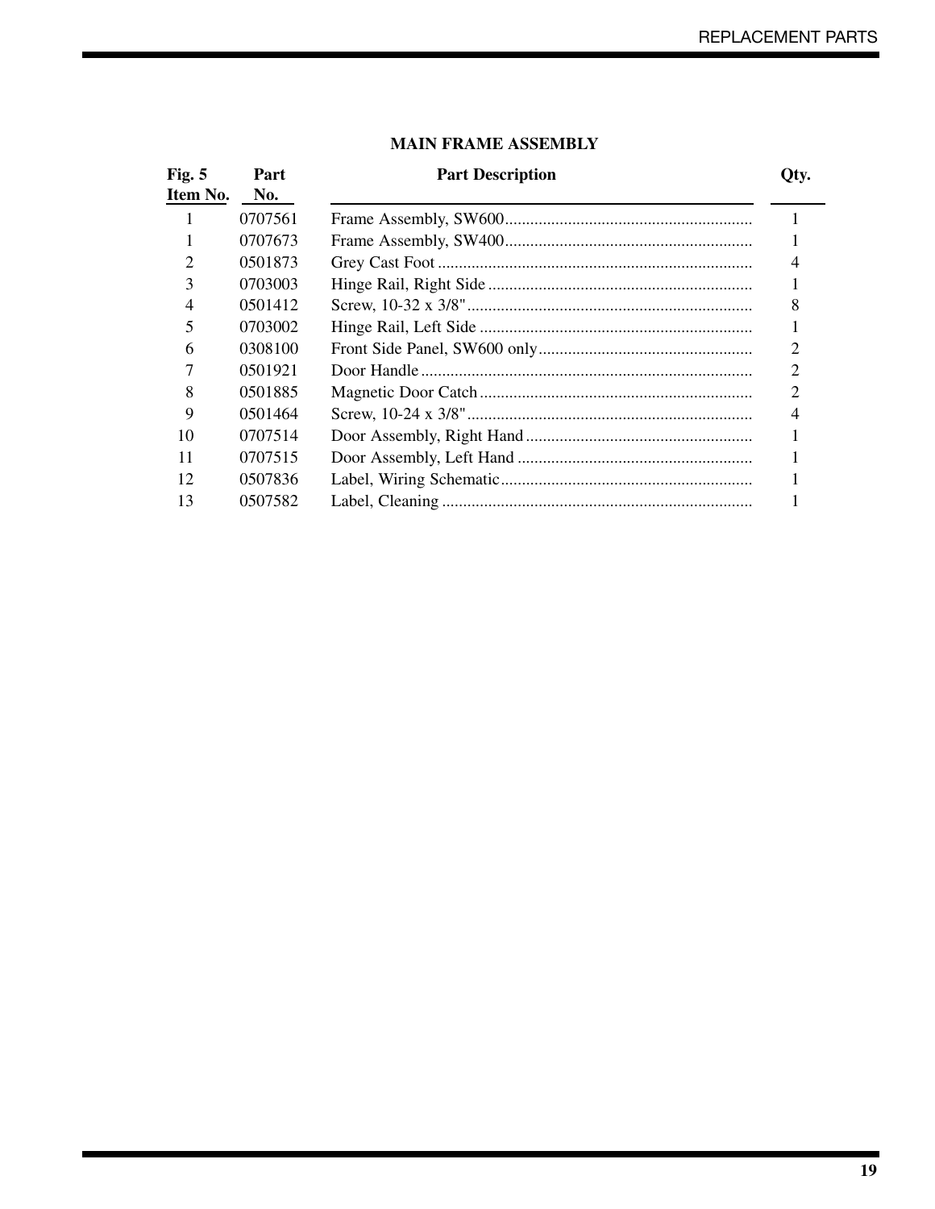## MAIN FRAME ASSEMBLY

| Fig. 5 Item No. | Part No. | Part Description | Qty. |
|---|---|---|---|
| 1 | 0707561 | Frame Assembly, SW600 | 1 |
| 1 | 0707673 | Frame Assembly, SW400 | 1 |
| 2 | 0501873 | Grey Cast Foot | 4 |
| 3 | 0703003 | Hinge Rail, Right Side | 1 |
| 4 | 0501412 | Screw, 10-32 x 3/8" | 8 |
| 5 | 0703002 | Hinge Rail, Left Side | 1 |
| 6 | 0308100 | Front Side Panel, SW600 only | 2 |
| 7 | 0501921 | Door Handle | 2 |
| 8 | 0501885 | Magnetic Door Catch | 2 |
| 9 | 0501464 | Screw, 10-24 x 3/8" | 4 |
| 10 | 0707514 | Door Assembly, Right Hand | 1 |
| 11 | 0707515 | Door Assembly, Left Hand | 1 |
| 12 | 0507836 | Label, Wiring Schematic | 1 |
| 13 | 0507582 | Label, Cleaning | 1 |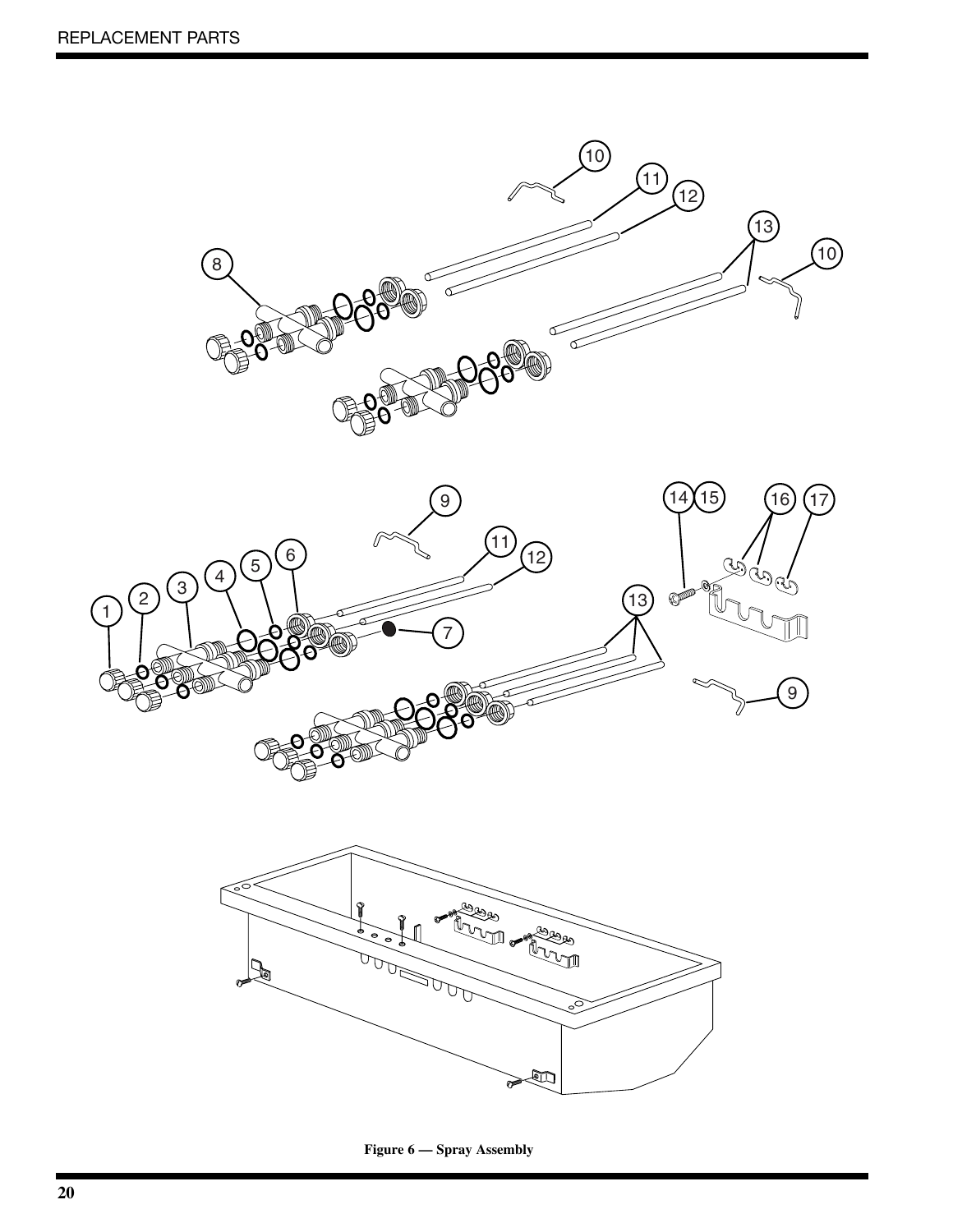Figure 6 — Spray Assembly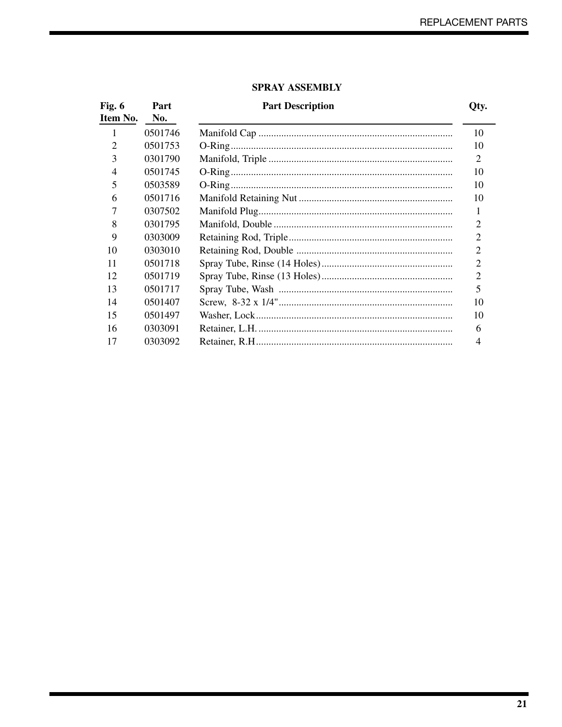## SPRAY ASSEMBLY

| Fig. 6 Item No. | Part No. | Part Description | Qty. |
|---|---|---|---|
| 1 | 0501746 | Manifold Cap | 10 |
| 2 | 0501753 | O-Ring | 10 |
| 3 | 0301790 | Manifold, Triple | 2 |
| 4 | 0501745 | O-Ring | 10 |
| 5 | 0503589 | O-Ring | 10 |
| 6 | 0501716 | Manifold Retaining Nut | 10 |
| 7 | 0307502 | Manifold Plug | 1 |
| 8 | 0301795 | Manifold, Double | 2 |
| 9 | 0303009 | Retaining Rod, Triple | 2 |
| 10 | 0303010 | Retaining Rod, Double | 2 |
| 11 | 0501718 | Spray Tube, Rinse (14 Holes) | 2 |
| 12 | 0501719 | Spray Tube, Rinse (13 Holes) | 2 |
| 13 | 0501717 | Spray Tube, Wash | 5 |
| 14 | 0501407 | Screw, 8-32 x 1/4" | 10 |
| 15 | 0501497 | Washer, Lock | 10 |
| 16 | 0303091 | Retainer, L.H. | 6 |
| 17 | 0303092 | Retainer, R.H | 4 |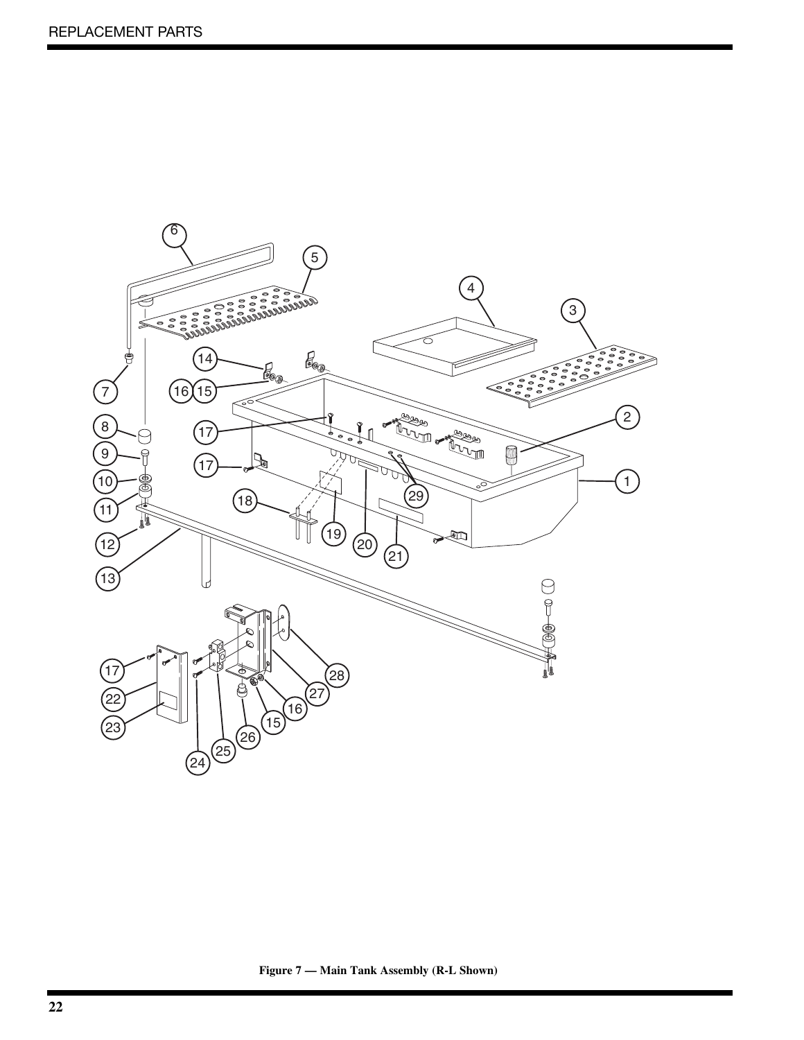Figure 7 — Main Tank Assembly (R-L Shown)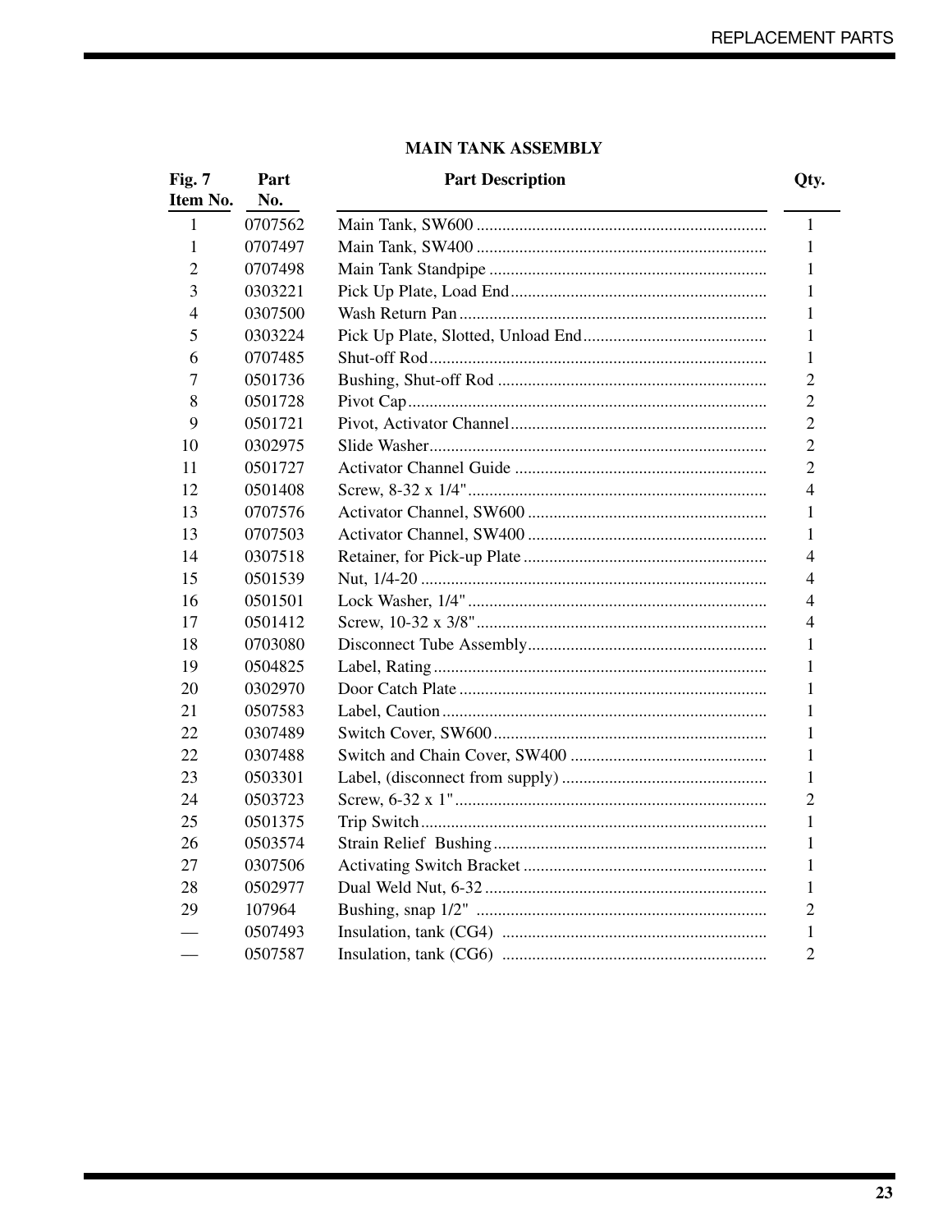## MAIN TANK ASSEMBLY

| Fig. 7 Item No. | Part No. | Part Description | Qty. |
|---|---|---|---|
| 1 | 0707562 | Main Tank, SW600 | 1 |
| 1 | 0707497 | Main Tank, SW400 | 1 |
| 2 | 0707498 | Main Tank Standpipe | 1 |
| 3 | 0303221 | Pick Up Plate, Load End | 1 |
| 4 | 0307500 | Wash Return Pan | 1 |
| 5 | 0303224 | Pick Up Plate, Slotted, Unload End | 1 |
| 6 | 0707485 | Shut-off Rod | 1 |
| 7 | 0501736 | Bushing, Shut-off Rod | 2 |
| 8 | 0501728 | Pivot Cap | 2 |
| 9 | 0501721 | Pivot, Activator Channel | 2 |
| 10 | 0302975 | Slide Washer | 2 |
| 11 | 0501727 | Activator Channel Guide | 2 |
| 12 | 0501408 | Screw, 8-32 x 1/4" | 4 |
| 13 | 0707576 | Activator Channel, SW600 | 1 |
| 13 | 0707503 | Activator Channel, SW400 | 1 |
| 14 | 0307518 | Retainer, for Pick-up Plate | 4 |
| 15 | 0501539 | Nut, 1/4-20 | 4 |
| 16 | 0501501 | Lock Washer, 1/4" | 4 |
| 17 | 0501412 | Screw, 10-32 x 3/8" | 4 |
| 18 | 0703080 | Disconnect Tube Assembly | 1 |
| 19 | 0504825 | Label, Rating | 1 |
| 20 | 0302970 | Door Catch Plate | 1 |
| 21 | 0507583 | Label, Caution | 1 |
| 22 | 0307489 | Switch Cover, SW600 | 1 |
| 22 | 0307488 | Switch and Chain Cover, SW400 | 1 |
| 23 | 0503301 | Label, (disconnect from supply) | 1 |
| 24 | 0503723 | Screw, 6-32 x 1" | 2 |
| 25 | 0501375 | Trip Switch | 1 |
| 26 | 0503574 | Strain Relief Bushing | 1 |
| 27 | 0307506 | Activating Switch Bracket | 1 |
| 28 | 0502977 | Dual Weld Nut, 6-32 | 1 |
| 29 | 107964 | Bushing, snap 1/2" | 2 |
| — | 0507493 | Insulation, tank (CG4) | 1 |
| — | 0507587 | Insulation, tank (CG6) | 2 |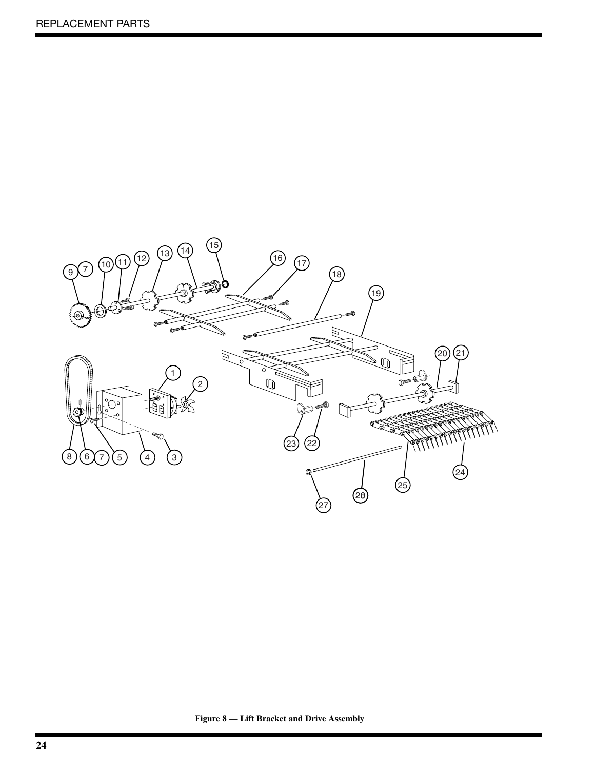Figure 8 — Lift Bracket and Drive Assembly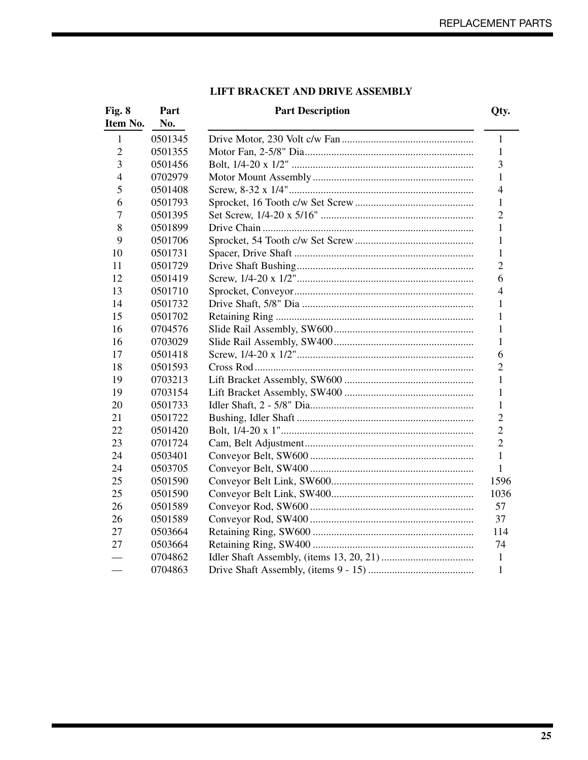## LIFT BRACKET AND DRIVE ASSEMBLY

| Fig. 8 Item No. | Part No. | Part Description | Qty. |
|---|---|---|---|
| 1 | 0501345 | Drive Motor, 230 Volt c/w Fan | 1 |
| 2 | 0501355 | Motor Fan, 2-5/8" Dia | 1 |
| 3 | 0501456 | Bolt, 1/4-20 x 1/2" | 3 |
| 4 | 0702979 | Motor Mount Assembly | 1 |
| 5 | 0501408 | Screw, 8-32 x 1/4" | 4 |
| 6 | 0501793 | Sprocket, 16 Tooth c/w Set Screw | 1 |
| 7 | 0501395 | Set Screw, 1/4-20 x 5/16" | 2 |
| 8 | 0501899 | Drive Chain | 1 |
| 9 | 0501706 | Sprocket, 54 Tooth c/w Set Screw | 1 |
| 10 | 0501731 | Spacer, Drive Shaft | 1 |
| 11 | 0501729 | Drive Shaft Bushing | 2 |
| 12 | 0501419 | Screw, 1/4-20 x 1/2" | 6 |
| 13 | 0501710 | Sprocket, Conveyor | 4 |
| 14 | 0501732 | Drive Shaft, 5/8" Dia | 1 |
| 15 | 0501702 | Retaining Ring | 1 |
| 16 | 0704576 | Slide Rail Assembly, SW600 | 1 |
| 16 | 0703029 | Slide Rail Assembly, SW400 | 1 |
| 17 | 0501418 | Screw, 1/4-20 x 1/2" | 6 |
| 18 | 0501593 | Cross Rod | 2 |
| 19 | 0703213 | Lift Bracket Assembly, SW600 | 1 |
| 19 | 0703154 | Lift Bracket Assembly, SW400 | 1 |
| 20 | 0501733 | Idler Shaft, 2 - 5/8" Dia | 1 |
| 21 | 0501722 | Bushing, Idler Shaft | 2 |
| 22 | 0501420 | Bolt, 1/4-20 x 1" | 2 |
| 23 | 0701724 | Cam, Belt Adjustment | 2 |
| 24 | 0503401 | Conveyor Belt, SW600 | 1 |
| 24 | 0503705 | Conveyor Belt, SW400 | 1 |
| 25 | 0501590 | Conveyor Belt Link, SW600 | 1596 |
| 25 | 0501590 | Conveyor Belt Link, SW400 | 1036 |
| 26 | 0501589 | Conveyor Rod, SW600 | 57 |
| 26 | 0501589 | Conveyor Rod, SW400 | 37 |
| 27 | 0503664 | Retaining Ring, SW600 | 114 |
| 27 | 0503664 | Retaining Ring, SW400 | 74 |
| — | 0704862 | Idler Shaft Assembly, (items 13, 20, 21) | 1 |
| — | 0704863 | Drive Shaft Assembly, (items 9 - 15) | 1 |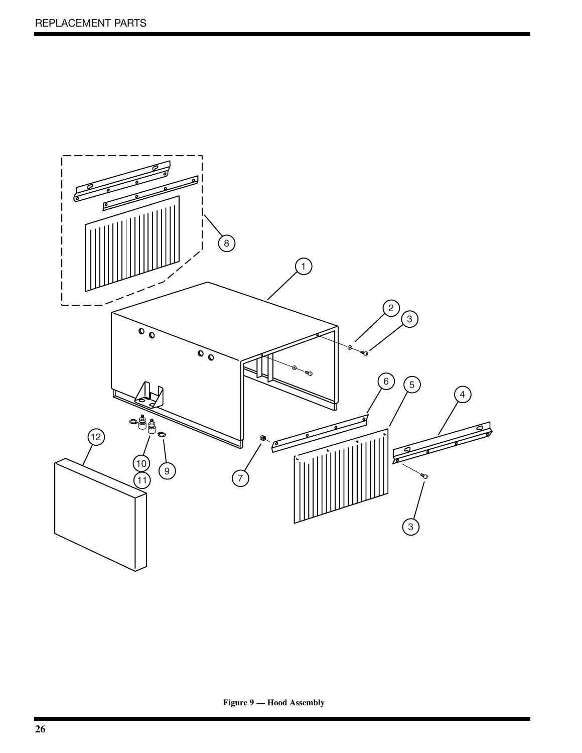Figure 9 — Hood Assembly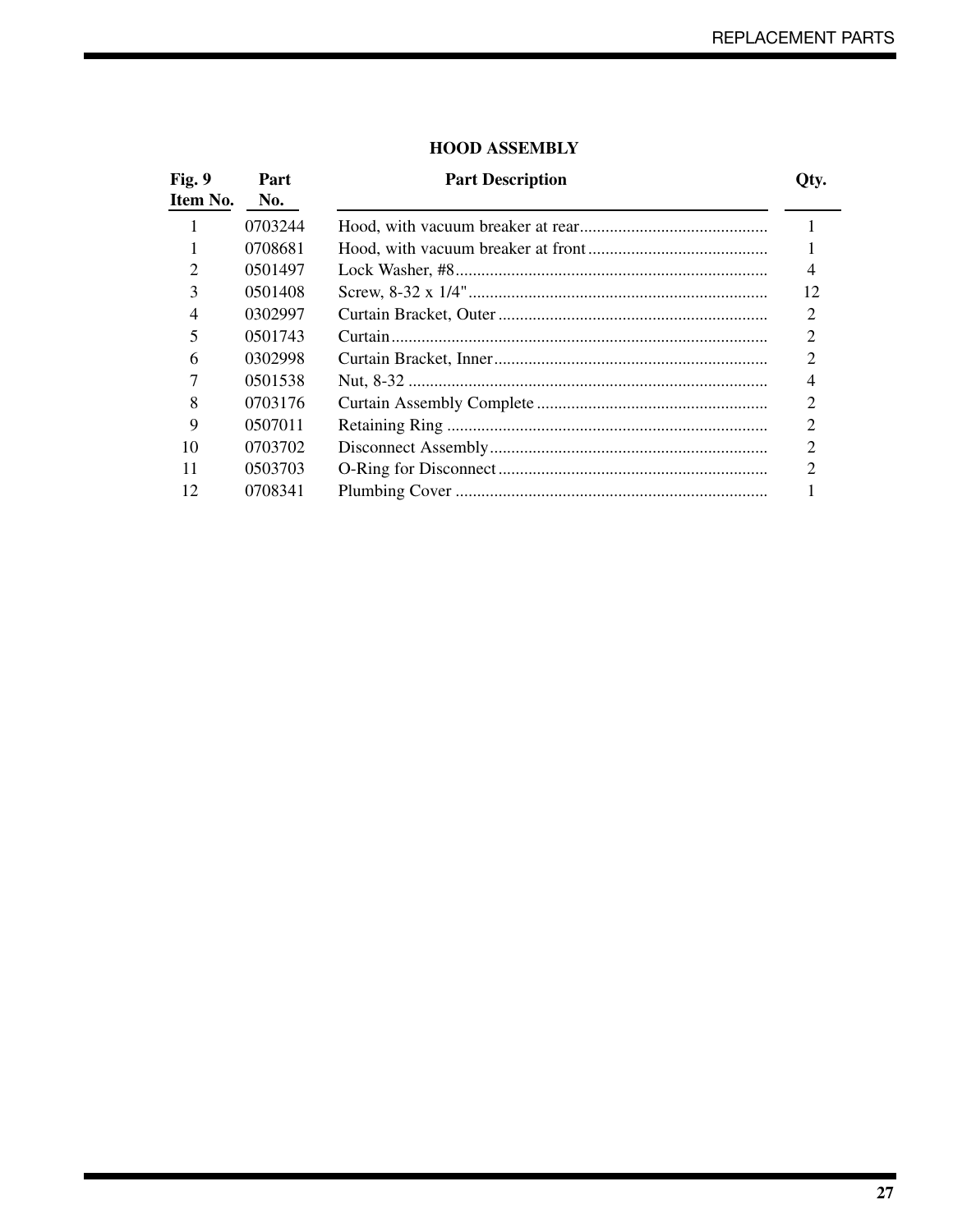## HOOD ASSEMBLY

| Fig. 9 Item No. | Part No. | Part Description | Qty. |
|---|---|---|---|
| 1 | 0703244 | Hood, with vacuum breaker at rear | 1 |
| 1 | 0708681 | Hood, with vacuum breaker at front | 1 |
| 2 | 0501497 | Lock Washer, #8 | 4 |
| 3 | 0501408 | Screw, 8-32 x 1/4" | 12 |
| 4 | 0302997 | Curtain Bracket, Outer | 2 |
| 5 | 0501743 | Curtain | 2 |
| 6 | 0302998 | Curtain Bracket, Inner | 2 |
| 7 | 0501538 | Nut, 8-32 | 4 |
| 8 | 0703176 | Curtain Assembly Complete | 2 |
| 9 | 0507011 | Retaining Ring | 2 |
| 10 | 0703702 | Disconnect Assembly | 2 |
| 11 | 0503703 | O-Ring for Disconnect | 2 |
| 12 | 0708341 | Plumbing Cover | 1 |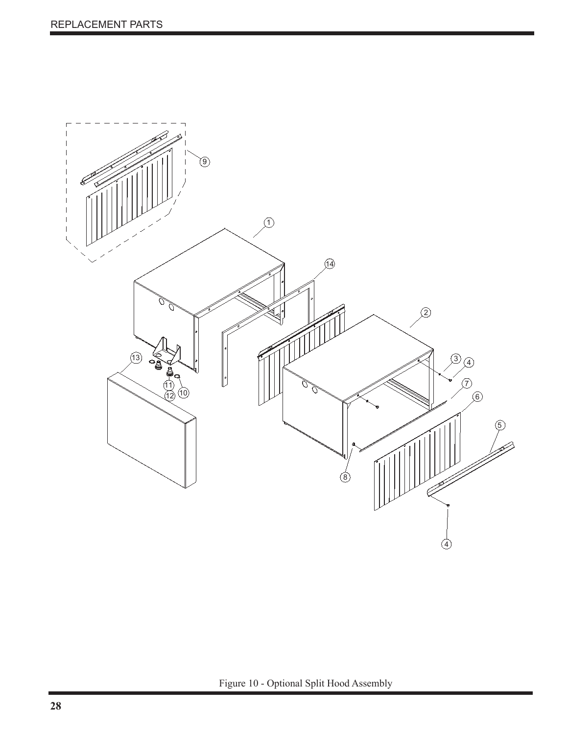Figure 10 - Optional Split Hood Assembly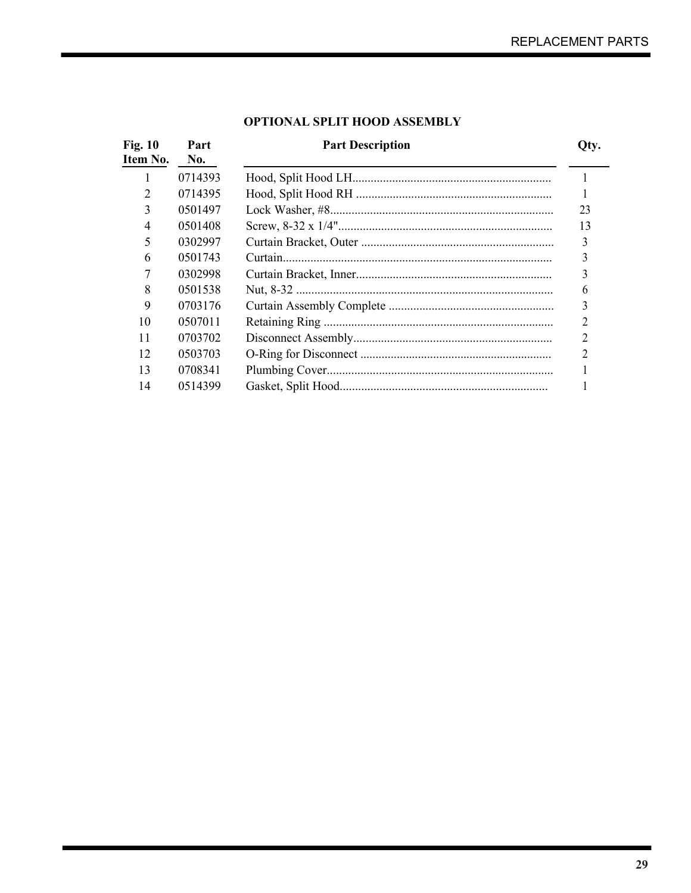## OPTIONAL SPLIT HOOD ASSEMBLY

| Fig. 10 Item No. | Part No. | Part Description | Qty. |
|---|---|---|---|
| 1 | 0714393 | Hood, Split Hood LH | 1 |
| 2 | 0714395 | Hood, Split Hood RH | 1 |
| 3 | 0501497 | Lock Washer, #8 | 23 |
| 4 | 0501408 | Screw, 8-32 x 1/4" | 13 |
| 5 | 0302997 | Curtain Bracket, Outer | 3 |
| 6 | 0501743 | Curtain | 3 |
| 7 | 0302998 | Curtain Bracket, Inner | 3 |
| 8 | 0501538 | Nut, 8-32 | 6 |
| 9 | 0703176 | Curtain Assembly Complete | 3 |
| 10 | 0507011 | Retaining Ring | 2 |
| 11 | 0703702 | Disconnect Assembly | 2 |
| 12 | 0503703 | O-Ring for Disconnect | 2 |
| 13 | 0708341 | Plumbing Cover | 1 |
| 14 | 0514399 | Gasket, Split Hood | 1 |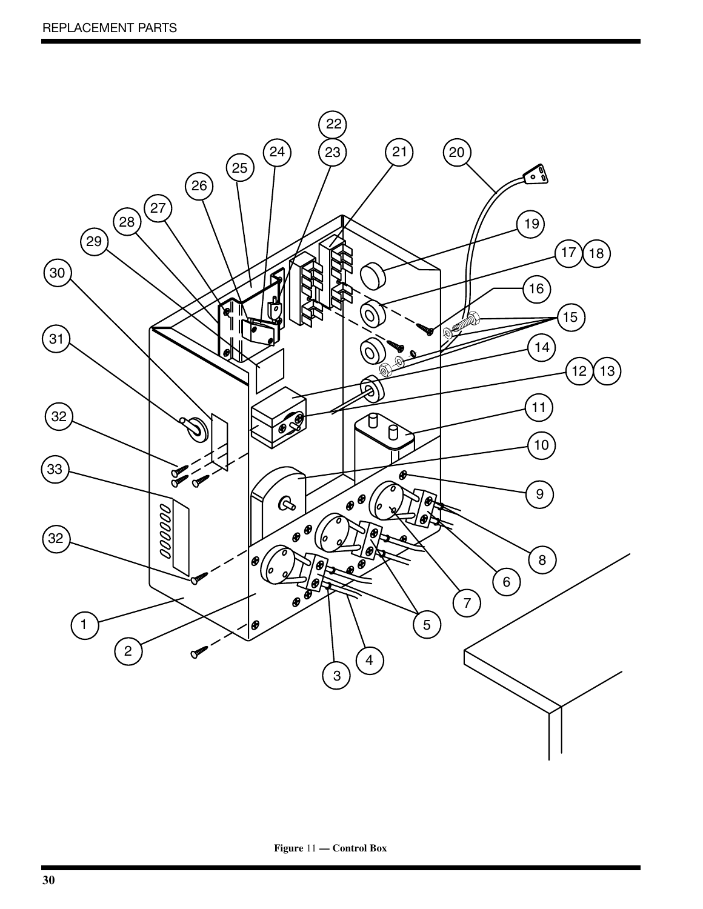Figure 11 — Control Box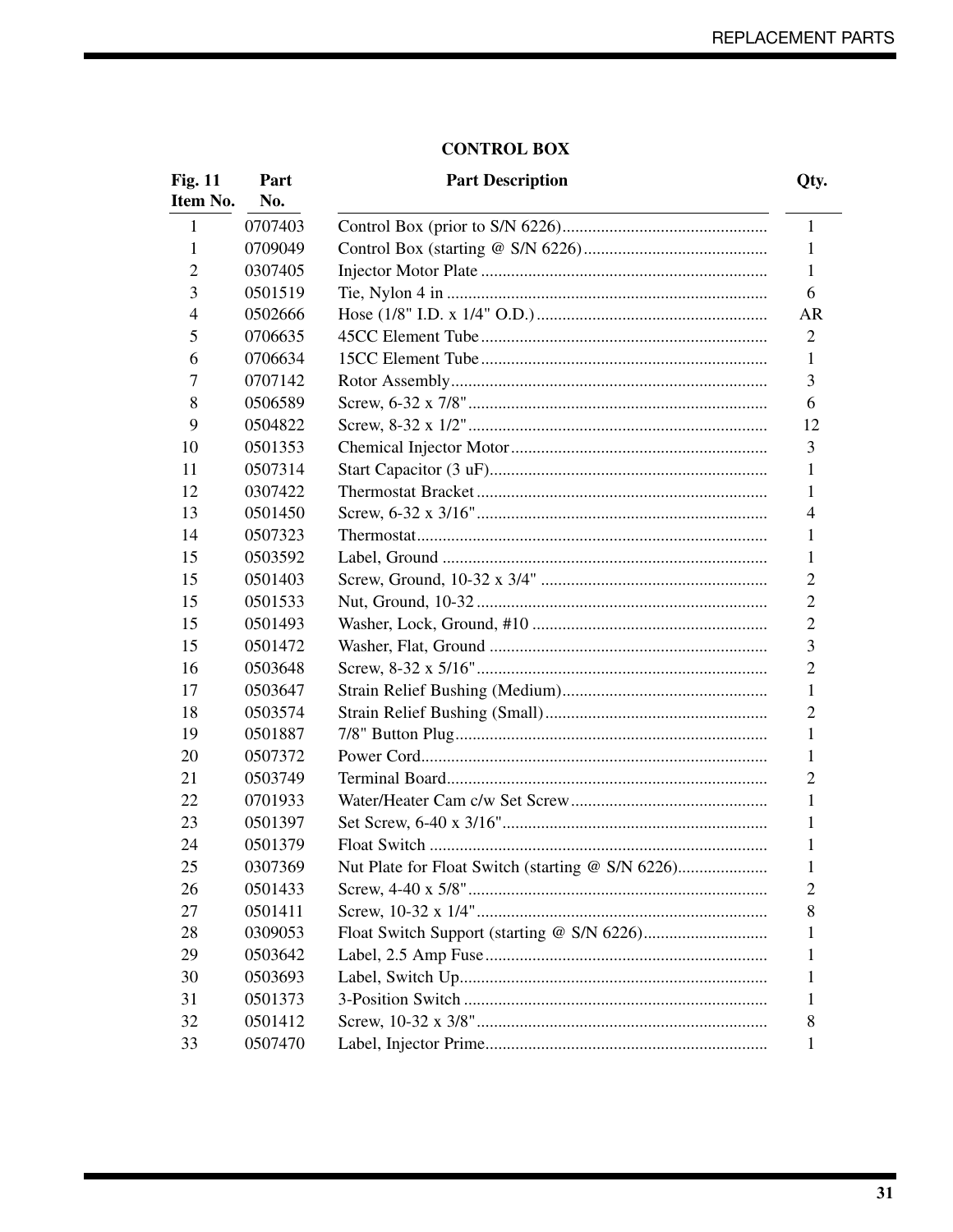## CONTROL BOX

| Fig. 11 Item No. | Part No. | Part Description | Qty. |
|---|---|---|---|
| 1 | 0707403 | Control Box (prior to S/N 6226) | 1 |
| 1 | 0709049 | Control Box (starting @ S/N 6226) | 1 |
| 2 | 0307405 | Injector Motor Plate | 1 |
| 3 | 0501519 | Tie, Nylon 4 in | 6 |
| 4 | 0502666 | Hose (1/8" I.D. x 1/4" O.D.) | AR |
| 5 | 0706635 | 45CC Element Tube | 2 |
| 6 | 0706634 | 15CC Element Tube | 1 |
| 7 | 0707142 | Rotor Assembly | 3 |
| 8 | 0506589 | Screw, 6-32 x 7/8" | 6 |
| 9 | 0504822 | Screw, 8-32 x 1/2" | 12 |
| 10 | 0501353 | Chemical Injector Motor | 3 |
| 11 | 0507314 | Start Capacitor (3 uF) | 1 |
| 12 | 0307422 | Thermostat Bracket | 1 |
| 13 | 0501450 | Screw, 6-32 x 3/16" | 4 |
| 14 | 0507323 | Thermostat | 1 |
| 15 | 0503592 | Label, Ground | 1 |
| 15 | 0501403 | Screw, Ground, 10-32 x 3/4" | 2 |
| 15 | 0501533 | Nut, Ground, 10-32 | 2 |
| 15 | 0501493 | Washer, Lock, Ground, #10 | 2 |
| 15 | 0501472 | Washer, Flat, Ground | 3 |
| 16 | 0503648 | Screw, 8-32 x 5/16" | 2 |
| 17 | 0503647 | Strain Relief Bushing (Medium) | 1 |
| 18 | 0503574 | Strain Relief Bushing (Small) | 2 |
| 19 | 0501887 | 7/8" Button Plug | 1 |
| 20 | 0507372 | Power Cord | 1 |
| 21 | 0503749 | Terminal Board | 2 |
| 22 | 0701933 | Water/Heater Cam c/w Set Screw | 1 |
| 23 | 0501397 | Set Screw, 6-40 x 3/16" | 1 |
| 24 | 0501379 | Float Switch | 1 |
| 25 | 0307369 | Nut Plate for Float Switch (starting @ S/N 6226) | 1 |
| 26 | 0501433 | Screw, 4-40 x 5/8" | 2 |
| 27 | 0501411 | Screw, 10-32 x 1/4" | 8 |
| 28 | 0309053 | Float Switch Support (starting @ S/N 6226) | 1 |
| 29 | 0503642 | Label, 2.5 Amp Fuse | 1 |
| 30 | 0503693 | Label, Switch Up | 1 |
| 31 | 0501373 | 3-Position Switch | 1 |
| 32 | 0501412 | Screw, 10-32 x 3/8" | 8 |
| 33 | 0507470 | Label, Injector Prime | 1 |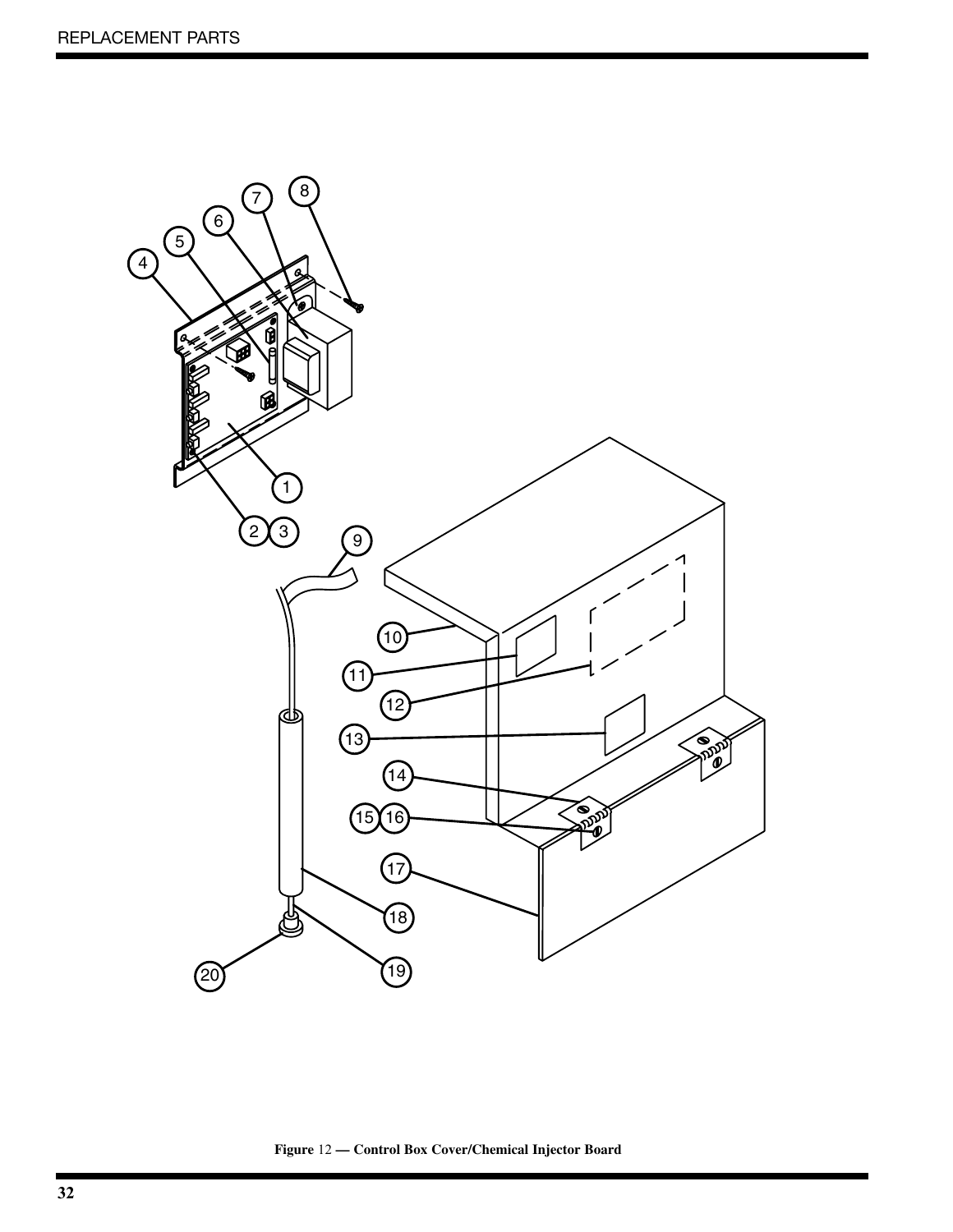**Figure** 12 **— Control Box Cover/Chemical Injector Board**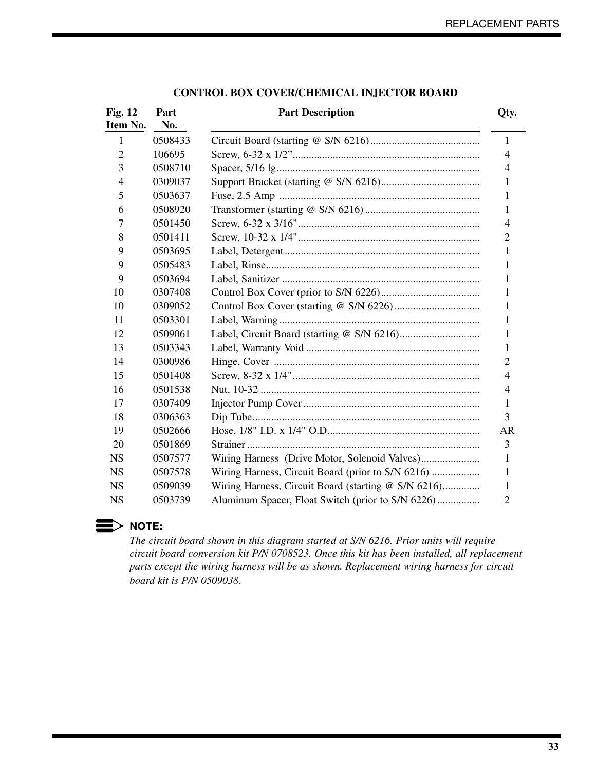## CONTROL BOX COVER/CHEMICAL INJECTOR BOARD

| Fig. 12 Item No. | Part No. | Part Description | Qty. |
|---|---|---|---|
| 1 | 0508433 | Circuit Board (starting @ S/N 6216) | 1 |
| 2 | 106695 | Screw, 6-32 x 1/2” | 4 |
| 3 | 0508710 | Spacer, 5/16 lg | 4 |
| 4 | 0309037 | Support Bracket (starting @ S/N 6216) | 1 |
| 5 | 0503637 | Fuse, 2.5 Amp | 1 |
| 6 | 0508920 | Transformer (starting @ S/N 6216) | 1 |
| 7 | 0501450 | Screw, 6-32 x 3/16" | 4 |
| 8 | 0501411 | Screw, 10-32 x 1/4" | 2 |
| 9 | 0503695 | Label, Detergent | 1 |
| 9 | 0505483 | Label, Rinse | 1 |
| 9 | 0503694 | Label, Sanitizer | 1 |
| 10 | 0307408 | Control Box Cover (prior to S/N 6226) | 1 |
| 10 | 0309052 | Control Box Cover (starting @ S/N 6226) | 1 |
| 11 | 0503301 | Label, Warning | 1 |
| 12 | 0509061 | Label, Circuit Board (starting @ S/N 6216) | 1 |
| 13 | 0503343 | Label, Warranty Void | 1 |
| 14 | 0300986 | Hinge, Cover | 2 |
| 15 | 0501408 | Screw, 8-32 x 1/4" | 4 |
| 16 | 0501538 | Nut, 10-32 | 4 |
| 17 | 0307409 | Injector Pump Cover | 1 |
| 18 | 0306363 | Dip Tube | 3 |
| 19 | 0502666 | Hose, 1/8" I.D. x 1/4" O.D. | AR |
| 20 | 0501869 | Strainer | 3 |
| NS | 0507577 | Wiring Harness (Drive Motor, Solenoid Valves) | 1 |
| NS | 0507578 | Wiring Harness, Circuit Board (prior to S/N 6216) | 1 |
| NS | 0509039 | Wiring Harness, Circuit Board (starting @ S/N 6216) | 1 |
| NS | 0503739 | Aluminum Spacer, Float Switch (prior to S/N 6226) | 2 |

**NOTE:**

*The circuit board shown in this diagram started at S/N 6216. Prior units will require circuit board conversion kit P/N 0708523. Once this kit has been installed, all replacement parts except the wiring harness will be as shown. Replacement wiring harness for circuit board kit is P/N 0509038.*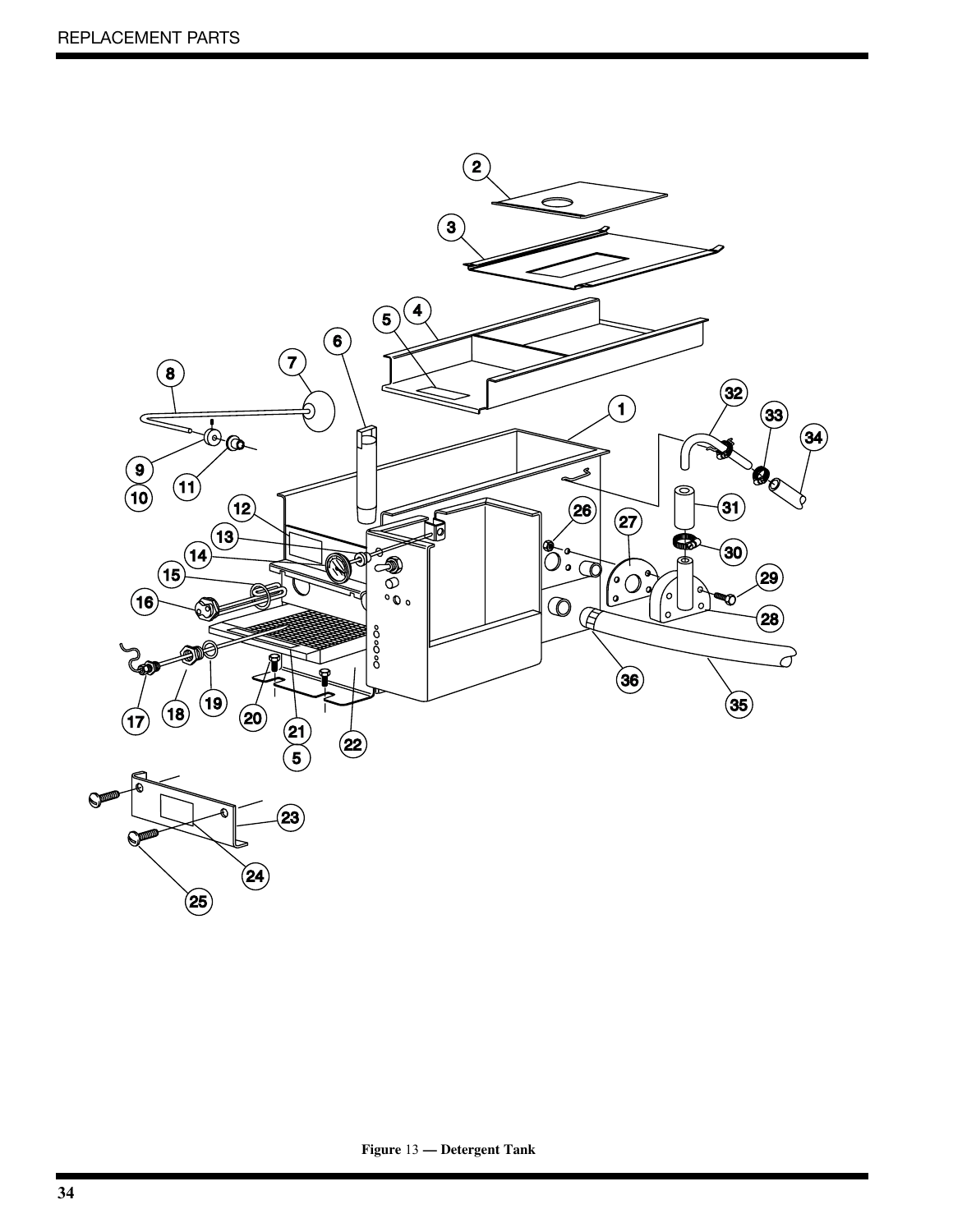Figure 13 — Detergent Tank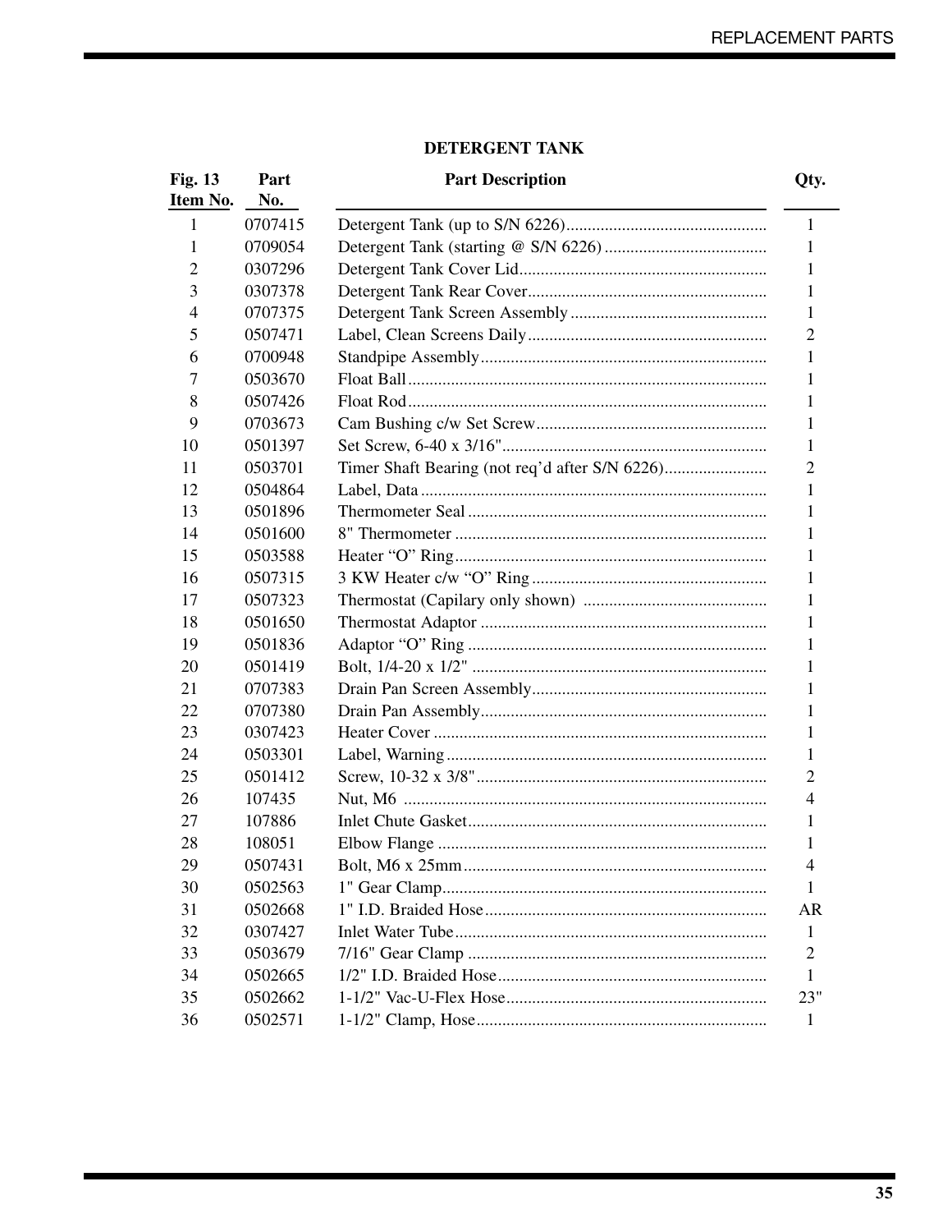## DETERGENT TANK

| Fig. 13 Item No. | Part No. | Part Description | Qty. |
|---|---|---|---|
| 1 | 0707415 | Detergent Tank (up to S/N 6226) | 1 |
| 1 | 0709054 | Detergent Tank (starting @ S/N 6226) | 1 |
| 2 | 0307296 | Detergent Tank Cover Lid | 1 |
| 3 | 0307378 | Detergent Tank Rear Cover | 1 |
| 4 | 0707375 | Detergent Tank Screen Assembly | 1 |
| 5 | 0507471 | Label, Clean Screens Daily | 2 |
| 6 | 0700948 | Standpipe Assembly | 1 |
| 7 | 0503670 | Float Ball | 1 |
| 8 | 0507426 | Float Rod | 1 |
| 9 | 0703673 | Cam Bushing c/w Set Screw | 1 |
| 10 | 0501397 | Set Screw, 6-40 x 3/16" | 1 |
| 11 | 0503701 | Timer Shaft Bearing (not req'd after S/N 6226) | 2 |
| 12 | 0504864 | Label, Data | 1 |
| 13 | 0501896 | Thermometer Seal | 1 |
| 14 | 0501600 | 8" Thermometer | 1 |
| 15 | 0503588 | Heater "O" Ring | 1 |
| 16 | 0507315 | 3 KW Heater c/w "O" Ring | 1 |
| 17 | 0507323 | Thermostat (Capilary only shown) | 1 |
| 18 | 0501650 | Thermostat Adaptor | 1 |
| 19 | 0501836 | Adaptor "O" Ring | 1 |
| 20 | 0501419 | Bolt, 1/4-20 x 1/2" | 1 |
| 21 | 0707383 | Drain Pan Screen Assembly | 1 |
| 22 | 0707380 | Drain Pan Assembly | 1 |
| 23 | 0307423 | Heater Cover | 1 |
| 24 | 0503301 | Label, Warning | 1 |
| 25 | 0501412 | Screw, 10-32 x 3/8" | 2 |
| 26 | 107435 | Nut, M6 | 4 |
| 27 | 107886 | Inlet Chute Gasket | 1 |
| 28 | 108051 | Elbow Flange | 1 |
| 29 | 0507431 | Bolt, M6 x 25mm | 4 |
| 30 | 0502563 | 1" Gear Clamp | 1 |
| 31 | 0502668 | 1" I.D. Braided Hose | AR |
| 32 | 0307427 | Inlet Water Tube | 1 |
| 33 | 0503679 | 7/16" Gear Clamp | 2 |
| 34 | 0502665 | 1/2" I.D. Braided Hose | 1 |
| 35 | 0502662 | 1-1/2" Vac-U-Flex Hose | 23" |
| 36 | 0502571 | 1-1/2" Clamp, Hose | 1 |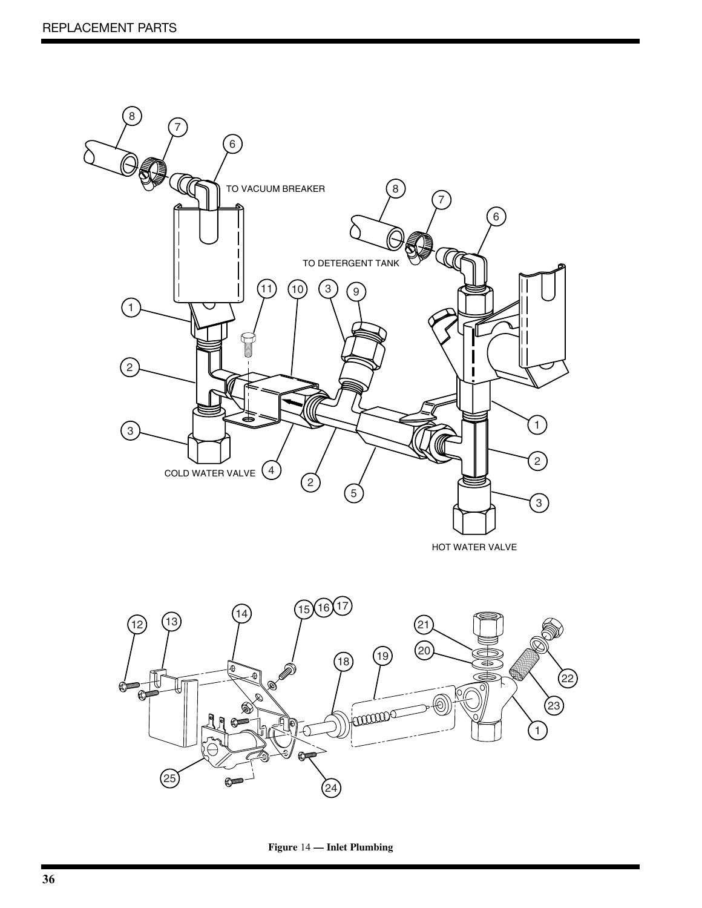TO VACUUM BREAKER

TO DETERGENT TANK

COLD WATER VALVE

HOT WATER VALVE

**Figure** 14 **— Inlet Plumbing**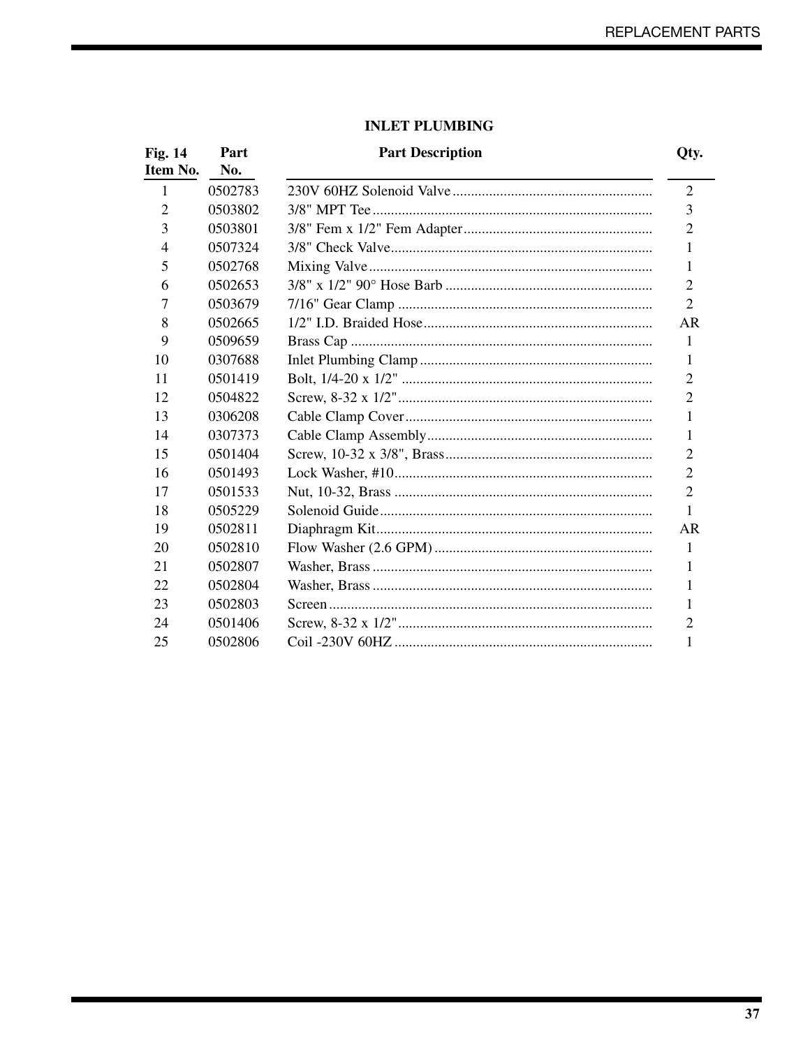## INLET PLUMBING

| Fig. 14 Item No. | Part No. | Part Description | Qty. |
|---|---|---|---|
| 1 | 0502783 | 230V 60HZ Solenoid Valve | 2 |
| 2 | 0503802 | 3/8" MPT Tee | 3 |
| 3 | 0503801 | 3/8" Fem x 1/2" Fem Adapter | 2 |
| 4 | 0507324 | 3/8" Check Valve | 1 |
| 5 | 0502768 | Mixing Valve | 1 |
| 6 | 0502653 | 3/8" x 1/2" 90° Hose Barb | 2 |
| 7 | 0503679 | 7/16" Gear Clamp | 2 |
| 8 | 0502665 | 1/2" I.D. Braided Hose | AR |
| 9 | 0509659 | Brass Cap | 1 |
| 10 | 0307688 | Inlet Plumbing Clamp | 1 |
| 11 | 0501419 | Bolt, 1/4-20 x 1/2" | 2 |
| 12 | 0504822 | Screw, 8-32 x 1/2" | 2 |
| 13 | 0306208 | Cable Clamp Cover | 1 |
| 14 | 0307373 | Cable Clamp Assembly | 1 |
| 15 | 0501404 | Screw, 10-32 x 3/8", Brass | 2 |
| 16 | 0501493 | Lock Washer, #10 | 2 |
| 17 | 0501533 | Nut, 10-32, Brass | 2 |
| 18 | 0505229 | Solenoid Guide | 1 |
| 19 | 0502811 | Diaphragm Kit | AR |
| 20 | 0502810 | Flow Washer (2.6 GPM) | 1 |
| 21 | 0502807 | Washer, Brass | 1 |
| 22 | 0502804 | Washer, Brass | 1 |
| 23 | 0502803 | Screen | 1 |
| 24 | 0501406 | Screw, 8-32 x 1/2" | 2 |
| 25 | 0502806 | Coil -230V 60HZ | 1 |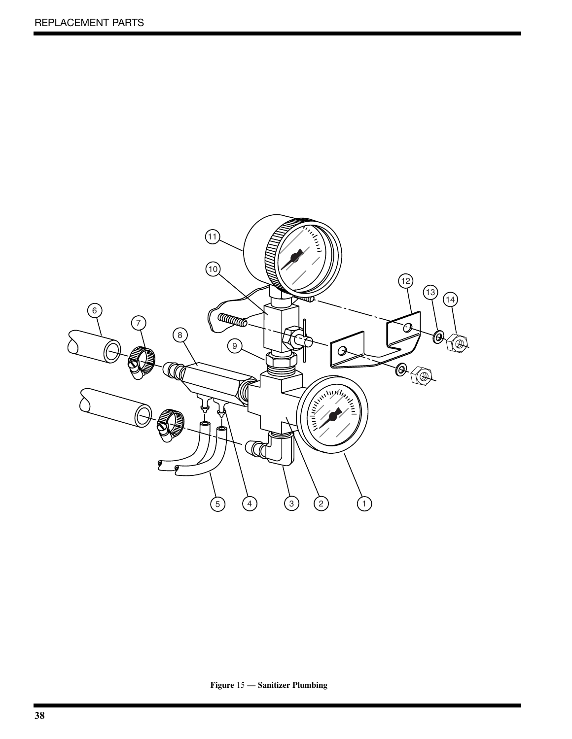**Figure 15 — Sanitizer Plumbing**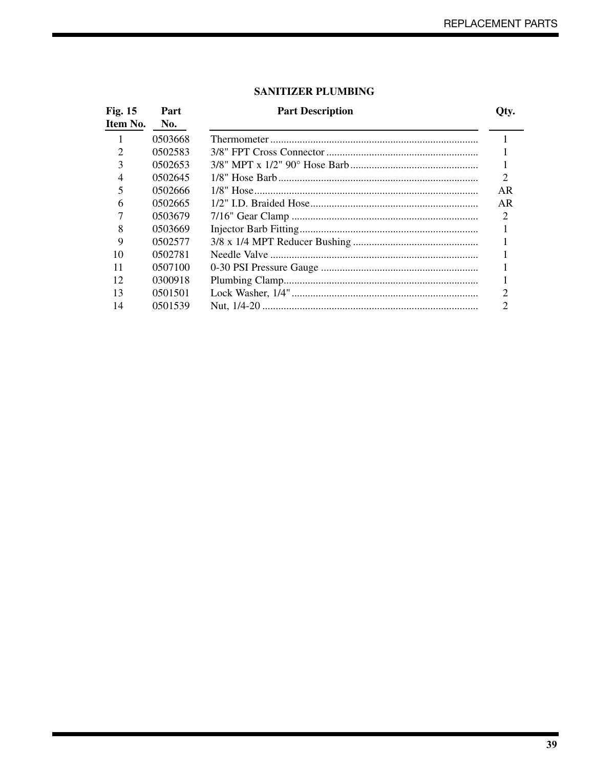## SANITIZER PLUMBING

| Fig. 15 Item No. | Part No. | Part Description | Qty. |
|---|---|---|---|
| 1 | 0503668 | Thermometer | 1 |
| 2 | 0502583 | 3/8" FPT Cross Connector | 1 |
| 3 | 0502653 | 3/8" MPT x 1/2" 90° Hose Barb | 1 |
| 4 | 0502645 | 1/8" Hose Barb | 2 |
| 5 | 0502666 | 1/8" Hose | AR |
| 6 | 0502665 | 1/2" I.D. Braided Hose | AR |
| 7 | 0503679 | 7/16" Gear Clamp | 2 |
| 8 | 0503669 | Injector Barb Fitting | 1 |
| 9 | 0502577 | 3/8 x 1/4 MPT Reducer Bushing | 1 |
| 10 | 0502781 | Needle Valve | 1 |
| 11 | 0507100 | 0-30 PSI Pressure Gauge | 1 |
| 12 | 0300918 | Plumbing Clamp | 1 |
| 13 | 0501501 | Lock Washer, 1/4" | 2 |
| 14 | 0501539 | Nut, 1/4-20 | 2 |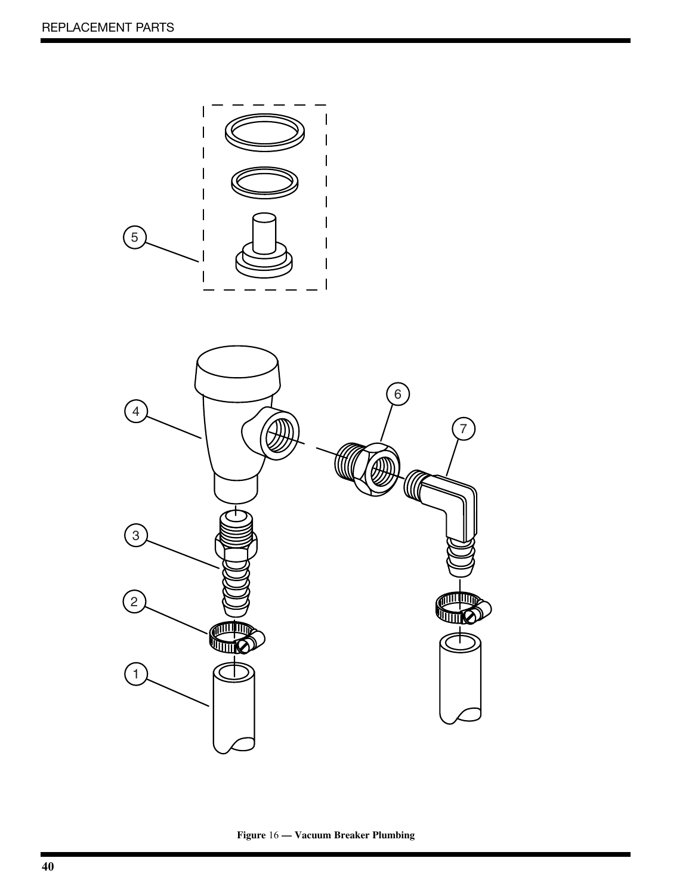**Figure 16 — Vacuum Breaker Plumbing**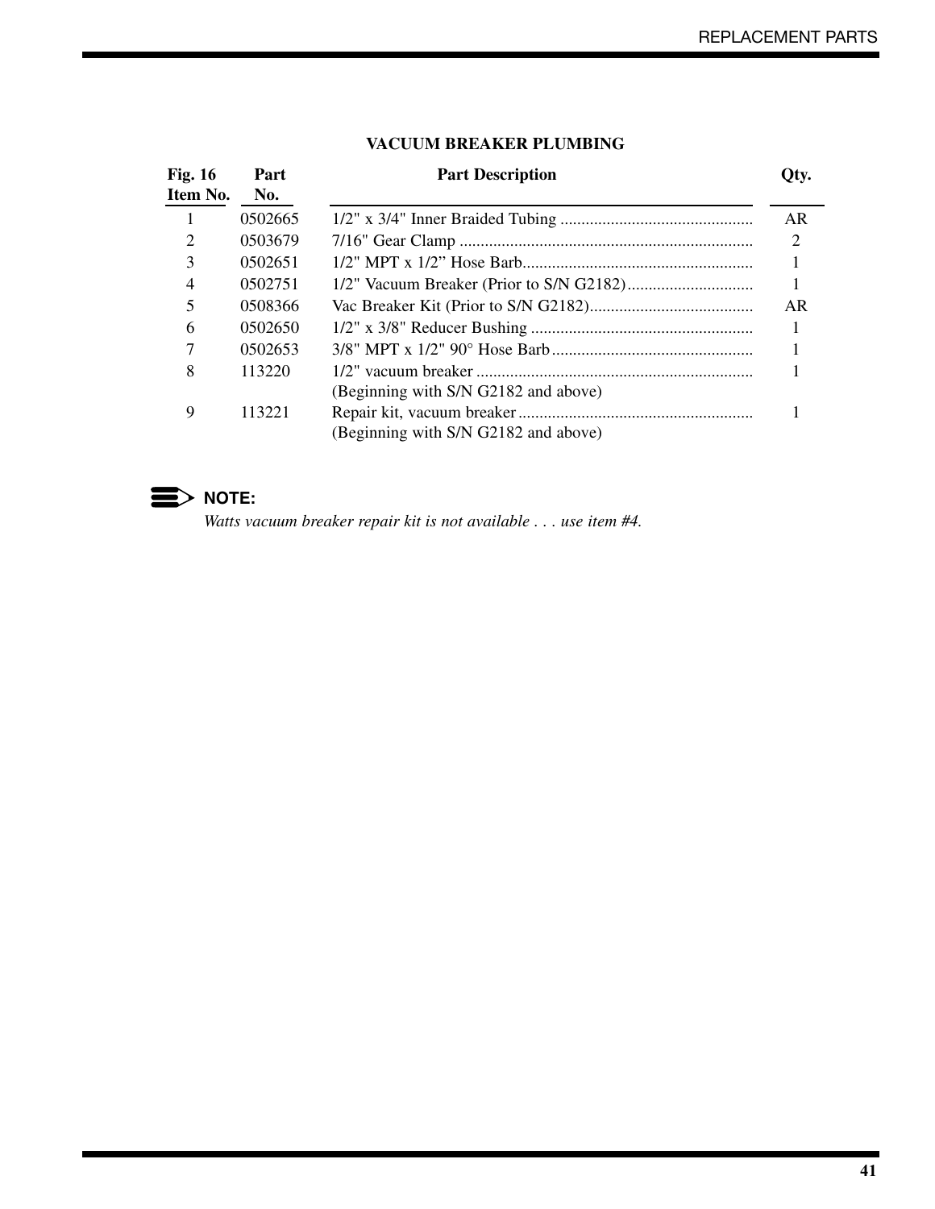## VACUUM BREAKER PLUMBING

| Fig. 16 Item No. | Part No. | Part Description | Qty. |
|---|---|---|---|
| 1 | 0502665 | 1/2" x 3/4" Inner Braided Tubing | AR |
| 2 | 0503679 | 7/16" Gear Clamp | 2 |
| 3 | 0502651 | 1/2" MPT x 1/2" Hose Barb | 1 |
| 4 | 0502751 | 1/2" Vacuum Breaker (Prior to S/N G2182) | 1 |
| 5 | 0508366 | Vac Breaker Kit (Prior to S/N G2182) | AR |
| 6 | 0502650 | 1/2" x 3/8" Reducer Bushing | 1 |
| 7 | 0502653 | 3/8" MPT x 1/2" 90° Hose Barb | 1 |
| 8 | 113220 | 1/2" vacuum breaker (Beginning with S/N G2182 and above) | 1 |
| 9 | 113221 | Repair kit, vacuum breaker (Beginning with S/N G2182 and above) | 1 |

**NOTE:**
*Watts vacuum breaker repair kit is not available . . . use item #4.*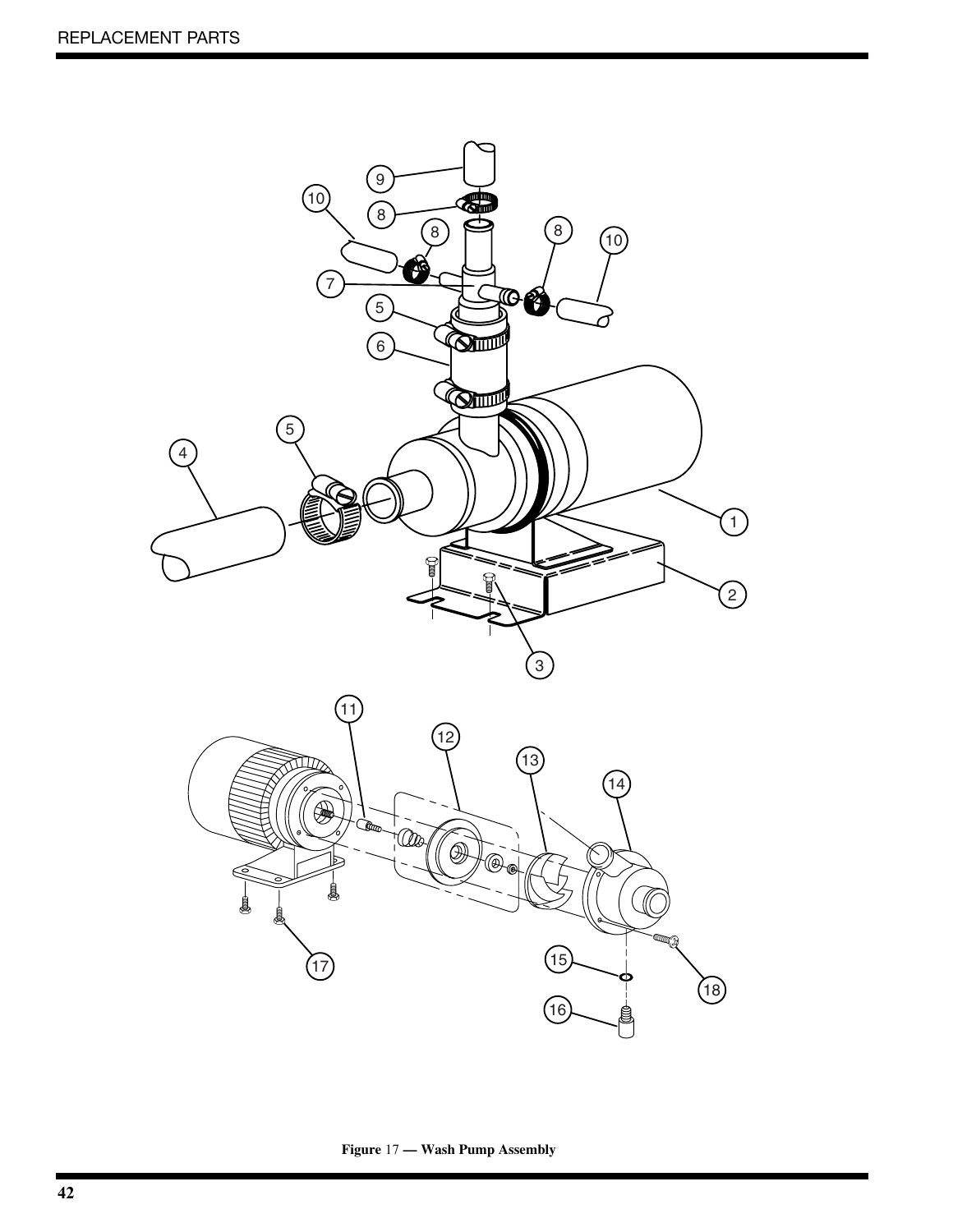**Figure 17 — Wash Pump Assembly**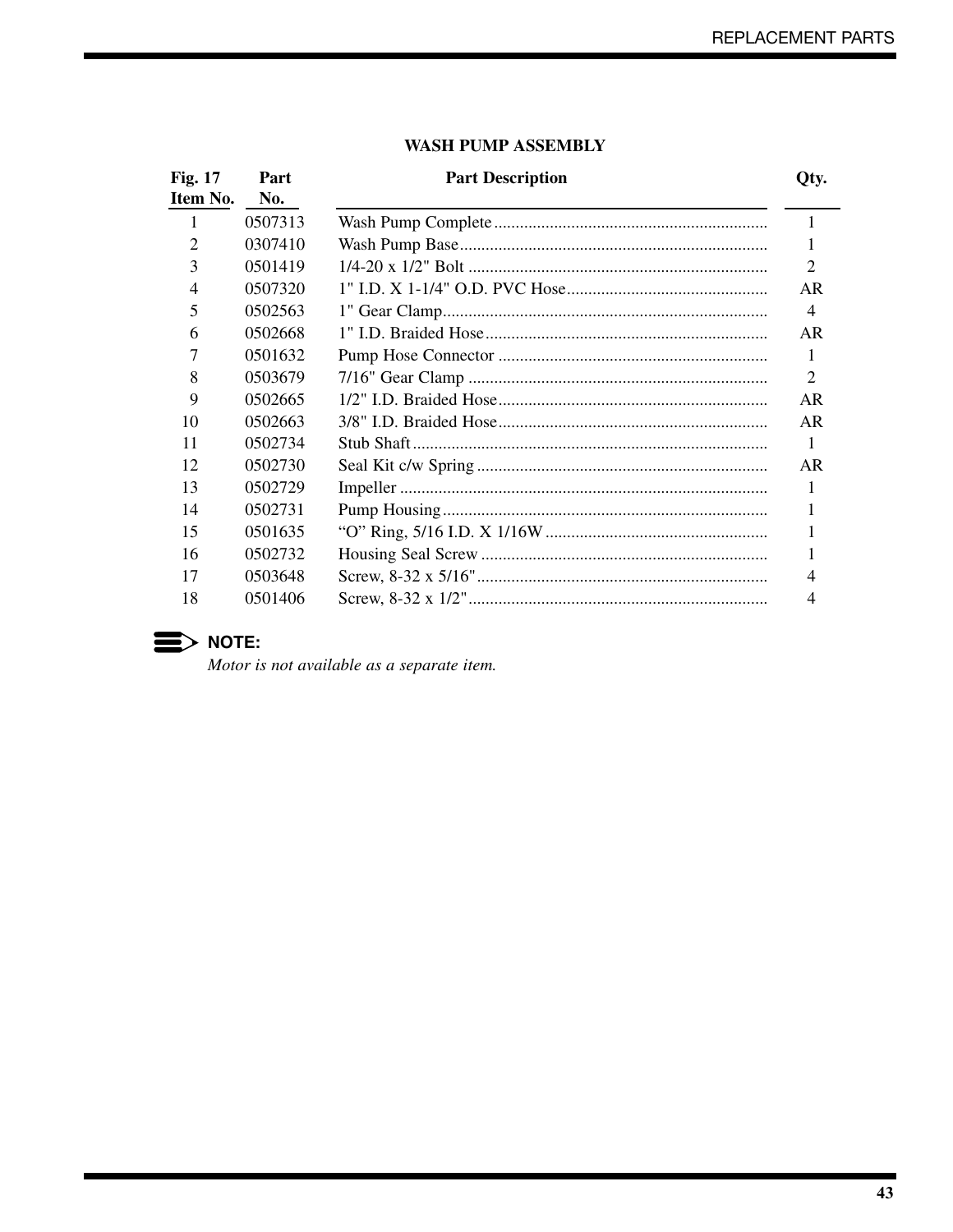## WASH PUMP ASSEMBLY

| Fig. 17 Item No. | Part No. | Part Description | Qty. |
|---|---|---|---|
| 1 | 0507313 | Wash Pump Complete | 1 |
| 2 | 0307410 | Wash Pump Base | 1 |
| 3 | 0501419 | 1/4-20 x 1/2" Bolt | 2 |
| 4 | 0507320 | 1" I.D. X 1-1/4" O.D. PVC Hose | AR |
| 5 | 0502563 | 1" Gear Clamp | 4 |
| 6 | 0502668 | 1" I.D. Braided Hose | AR |
| 7 | 0501632 | Pump Hose Connector | 1 |
| 8 | 0503679 | 7/16" Gear Clamp | 2 |
| 9 | 0502665 | 1/2" I.D. Braided Hose | AR |
| 10 | 0502663 | 3/8" I.D. Braided Hose | AR |
| 11 | 0502734 | Stub Shaft | 1 |
| 12 | 0502730 | Seal Kit c/w Spring | AR |
| 13 | 0502729 | Impeller | 1 |
| 14 | 0502731 | Pump Housing | 1 |
| 15 | 0501635 | "O" Ring, 5/16 I.D. X 1/16W | 1 |
| 16 | 0502732 | Housing Seal Screw | 1 |
| 17 | 0503648 | Screw, 8-32 x 5/16" | 4 |
| 18 | 0501406 | Screw, 8-32 x 1/2" | 4 |

**NOTE:**
*Motor is not available as a separate item.*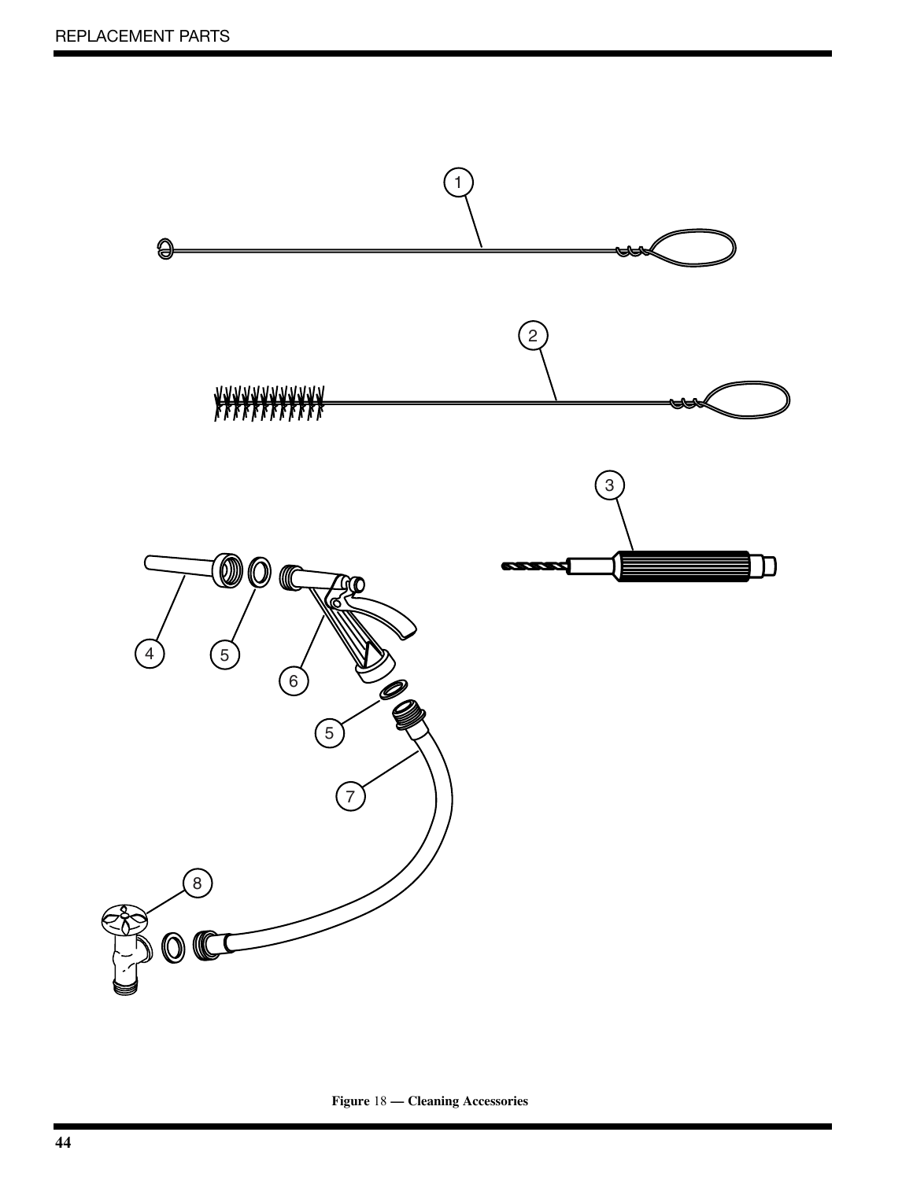**Figure 18 — Cleaning Accessories**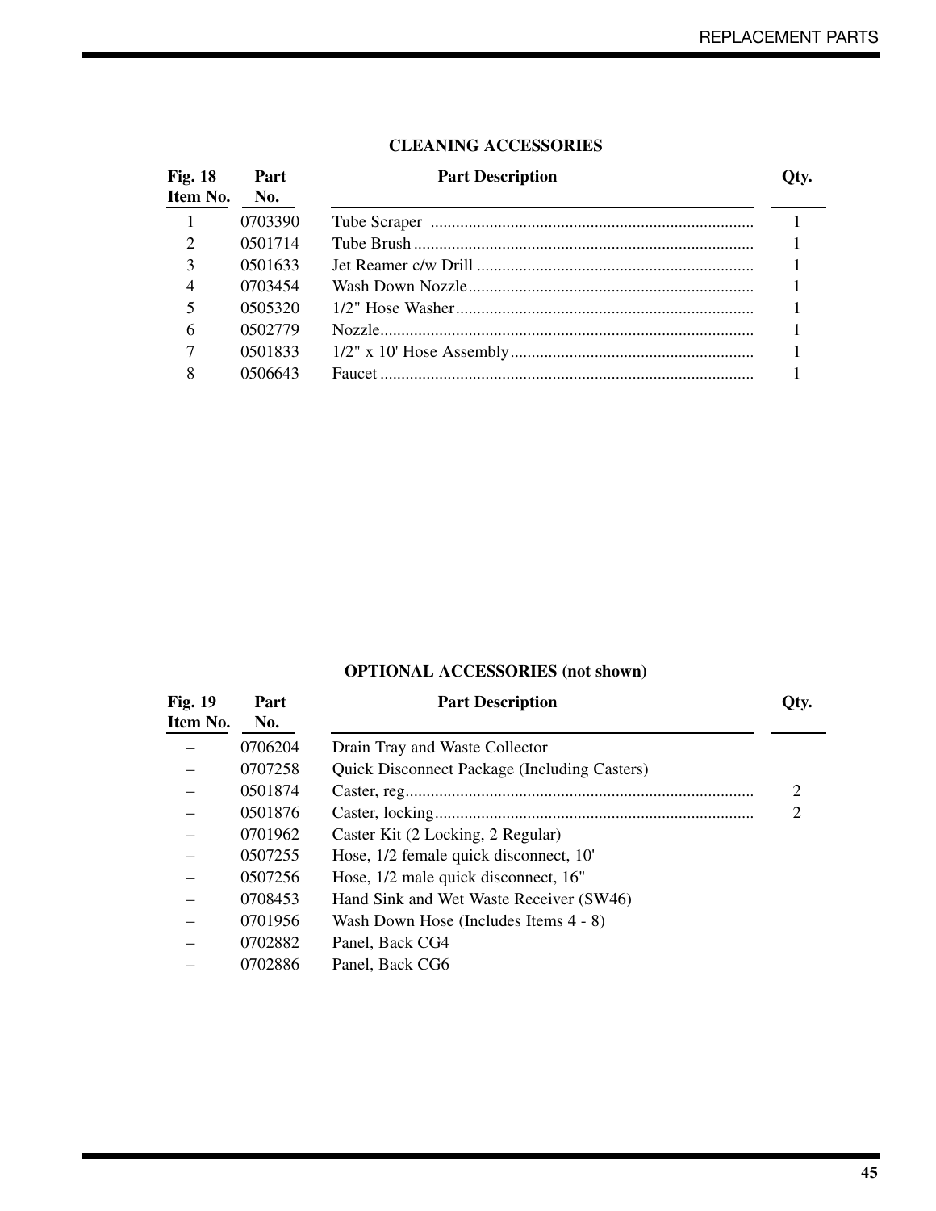## CLEANING ACCESSORIES

| Fig. 18 Item No. | Part No. | Part Description | Qty. |
|---|---|---|---|
| 1 | 0703390 | Tube Scraper | 1 |
| 2 | 0501714 | Tube Brush | 1 |
| 3 | 0501633 | Jet Reamer c/w Drill | 1 |
| 4 | 0703454 | Wash Down Nozzle | 1 |
| 5 | 0505320 | 1/2" Hose Washer | 1 |
| 6 | 0502779 | Nozzle | 1 |
| 7 | 0501833 | 1/2" x 10' Hose Assembly | 1 |
| 8 | 0506643 | Faucet | 1 |

## OPTIONAL ACCESSORIES (not shown)

| Fig. 19 Item No. | Part No. | Part Description | Qty. |
|---|---|---|---|
| – | 0706204 | Drain Tray and Waste Collector | |
| – | 0707258 | Quick Disconnect Package (Including Casters) | |
| – | 0501874 | Caster, reg | 2 |
| – | 0501876 | Caster, locking | 2 |
| – | 0701962 | Caster Kit (2 Locking, 2 Regular) | |
| – | 0507255 | Hose, 1/2 female quick disconnect, 10' | |
| – | 0507256 | Hose, 1/2 male quick disconnect, 16" | |
| – | 0708453 | Hand Sink and Wet Waste Receiver (SW46) | |
| – | 0701956 | Wash Down Hose (Includes Items 4 - 8) | |
| – | 0702882 | Panel, Back CG4 | |
| – | 0702886 | Panel, Back CG6 | |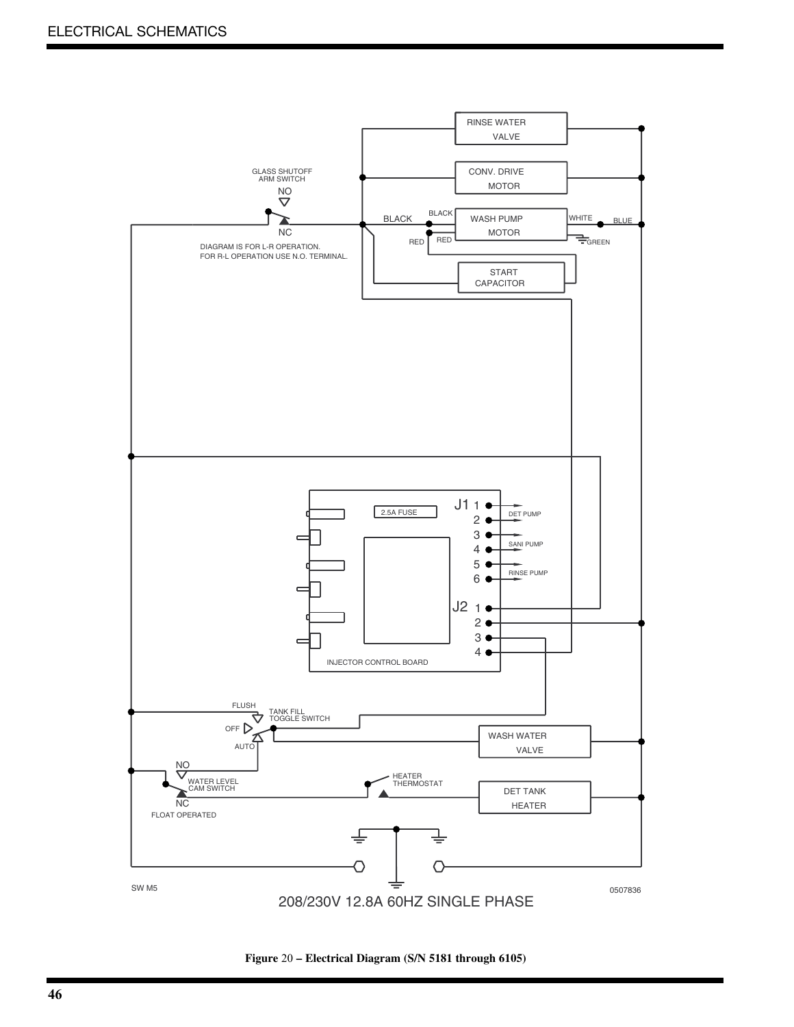ELECTRICAL SCHEMATICS

RINSE WATER VALVE

CONV. DRIVE MOTOR

GLASS SHUTOFF ARM SWITCH

NO

NC

BLACK

BLACK

WASH PUMP MOTOR

WHITE

BLUE

RED

RED

GREEN

DIAGRAM IS FOR L-R OPERATION.
FOR R-L OPERATION USE N.O. TERMINAL.

START CAPACITOR

2.5A FUSE

J1 1 2 3 4 5 6

DET PUMP

SANI PUMP

RINSE PUMP

J2 1 2 3 4

INJECTOR CONTROL BOARD

FLUSH

TANK FILL TOGGLE SWITCH

OFF

AUTO

WASH WATER VALVE

NO

WATER LEVEL CAM SWITCH

NC

FLOAT OPERATED

HEATER THERMOSTAT

DET TANK HEATER

SW M5

0507836

208/230V 12.8A 60HZ SINGLE PHASE

**Figure 20 – Electrical Diagram (S/N 5181 through 6105)**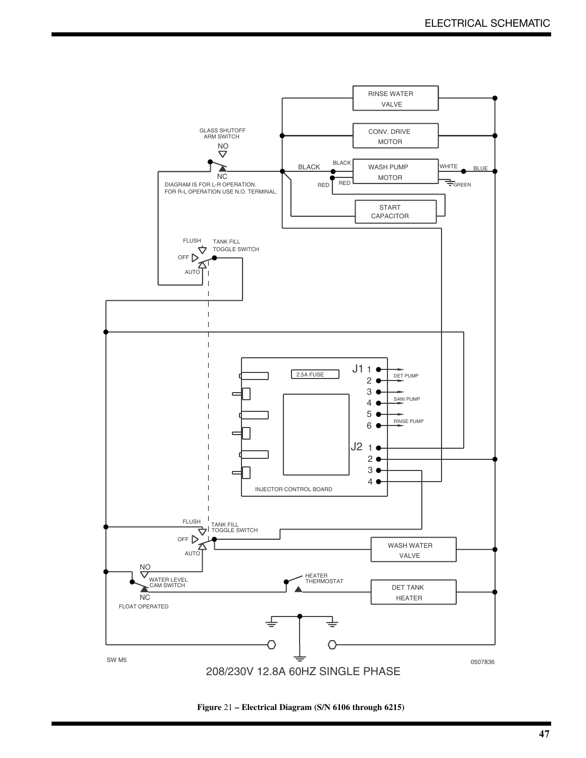# ELECTRICAL SCHEMATIC

RINSE WATER VALVE

CONV. DRIVE MOTOR

GLASS SHUTOFF ARM SWITCH

NO

NC

DIAGRAM IS FOR L-R OPERATION.
FOR R-L OPERATION USE N.O. TERMINAL.

BLACK

BLACK

WASH PUMP MOTOR

WHITE

BLUE

RED

RED

GREEN

START CAPACITOR

FLUSH

TANK FILL TOGGLE SWITCH

OFF

AUTO

J1 1 2 3 4 5 6

DET PUMP

SANI PUMP

RINSE PUMP

2.5A FUSE

J2 1 2 3 4

INJECTOR CONTROL BOARD

FLUSH

TANK FILL TOGGLE SWITCH

OFF

AUTO

WASH WATER VALVE

NO

WATER LEVEL CAM SWITCH

NC

FLOAT OPERATED

HEATER THERMOSTAT

DET TANK HEATER

SW M5

0507836

208/230V 12.8A 60HZ SINGLE PHASE

**Figure** 21 **– Electrical Diagram (S/N 6106 through 6215)**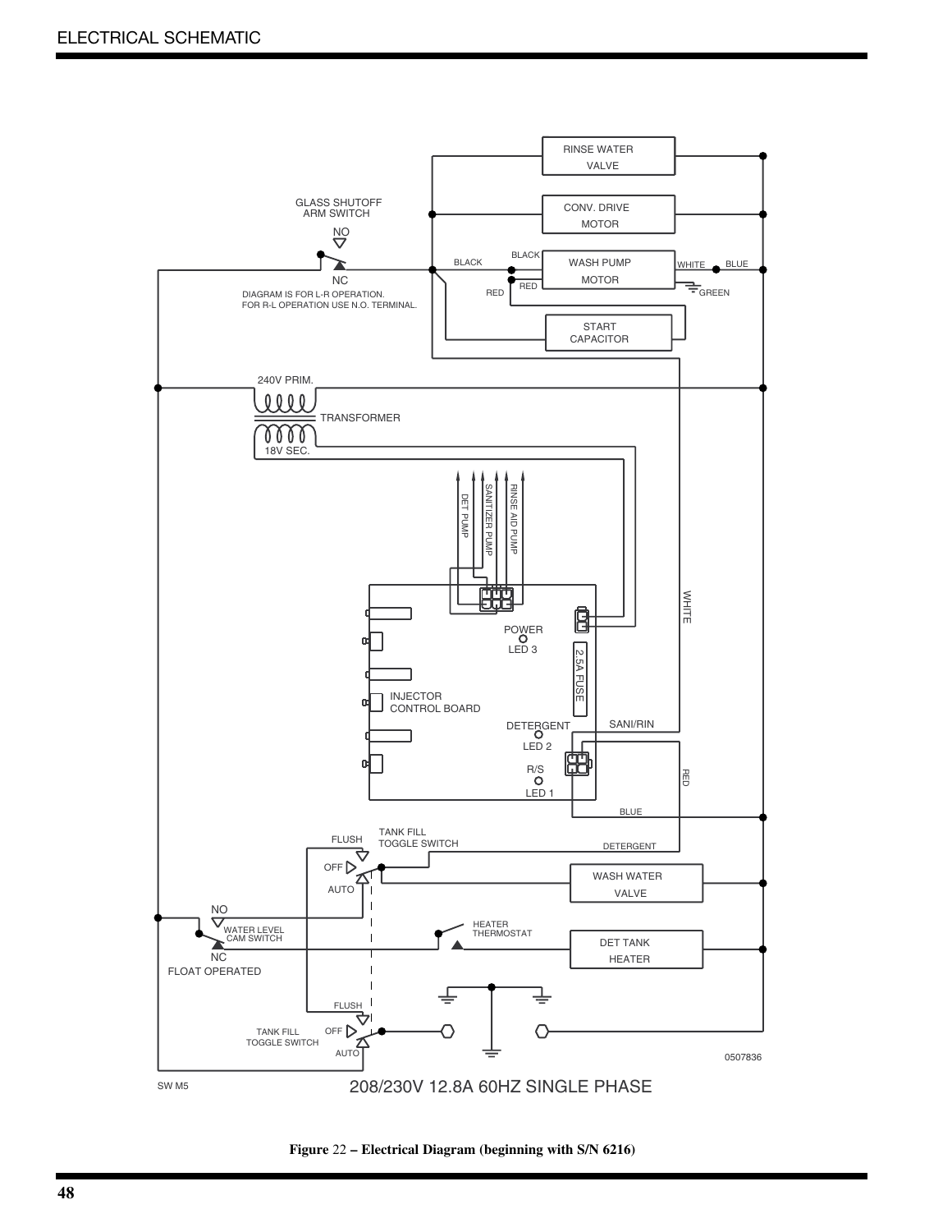# ELECTRICAL SCHEMATIC

RINSE WATER VALVE

CONV. DRIVE MOTOR

GLASS SHUTOFF ARM SWITCH

NO

NC

DIAGRAM IS FOR L-R OPERATION.
FOR R-L OPERATION USE N.O. TERMINAL.

BLACK BLACK WASH PUMP MOTOR WHITE BLUE

RED RED GREEN

START CAPACITOR

240V PRIM.

TRANSFORMER

18V SEC.

DET PUMP

SANITIZER PUMP

RINSE AID PUMP

WHITE

POWER LED 3

2.5A FUSE

INJECTOR CONTROL BOARD

DETERGENT LED 2

SANI/RIN

R/S LED 1

RED

BLUE

FLUSH

TANK FILL TOGGLE SWITCH

DETERGENT

OFF

AUTO

WASH WATER VALVE

NO

WATER LEVEL CAM SWITCH

NC

FLOAT OPERATED

HEATER THERMOSTAT

DET TANK HEATER

FLUSH

TANK FILL TOGGLE SWITCH

OFF

AUTO

0507836

SW M5

208/230V 12.8A 60HZ SINGLE PHASE

**Figure 22 – Electrical Diagram (beginning with S/N 6216)**